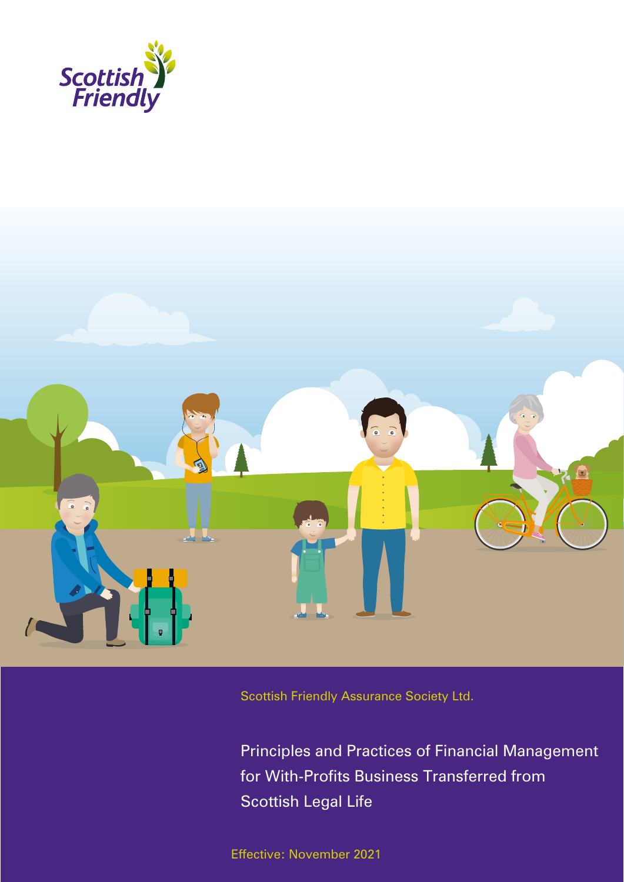Scottish Friendly

Scottish Friendly Assurance Society Ltd.

# Principles and Practices of Financial Management for With-Profits Business Transferred from Scottish Legal Life

Effective: November 2021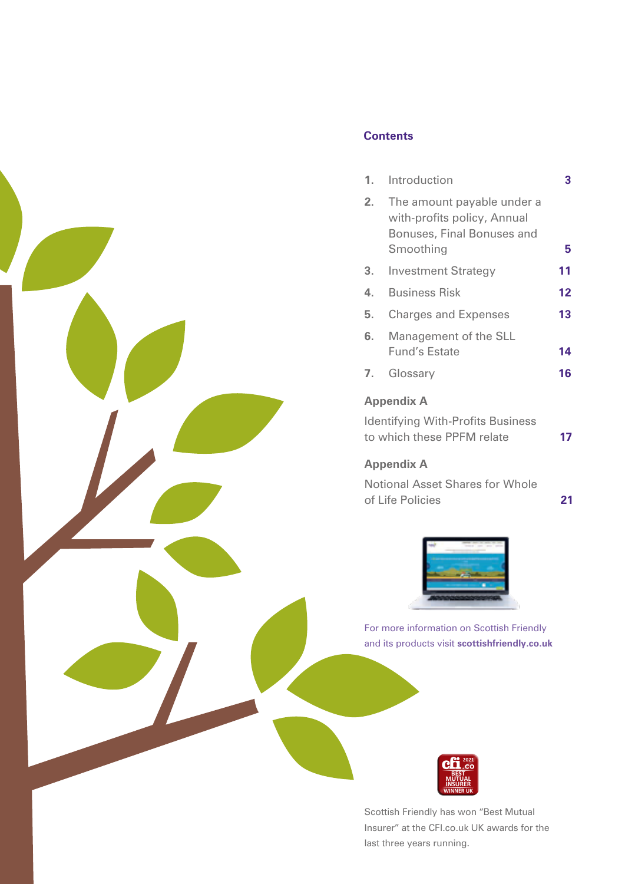## Contents

| | | |
|---|---|---|
| 1. | Introduction | 3 |
| 2. | The amount payable under a with-profits policy, Annual Bonuses, Final Bonuses and Smoothing | 5 |
| 3. | Investment Strategy | 11 |
| 4. | Business Risk | 12 |
| 5. | Charges and Expenses | 13 |
| 6. | Management of the SLL Fund's Estate | 14 |
| 7. | Glossary | 16 |

**Appendix A**

Identifying With-Profits Business to which these PPFM relate **17**

**Appendix A**

Notional Asset Shares for Whole of Life Policies **21**

For more information on Scottish Friendly and its products visit **scottishfriendly.co.uk**

Scottish Friendly has won "Best Mutual Insurer" at the CFI.co.uk UK awards for the last three years running.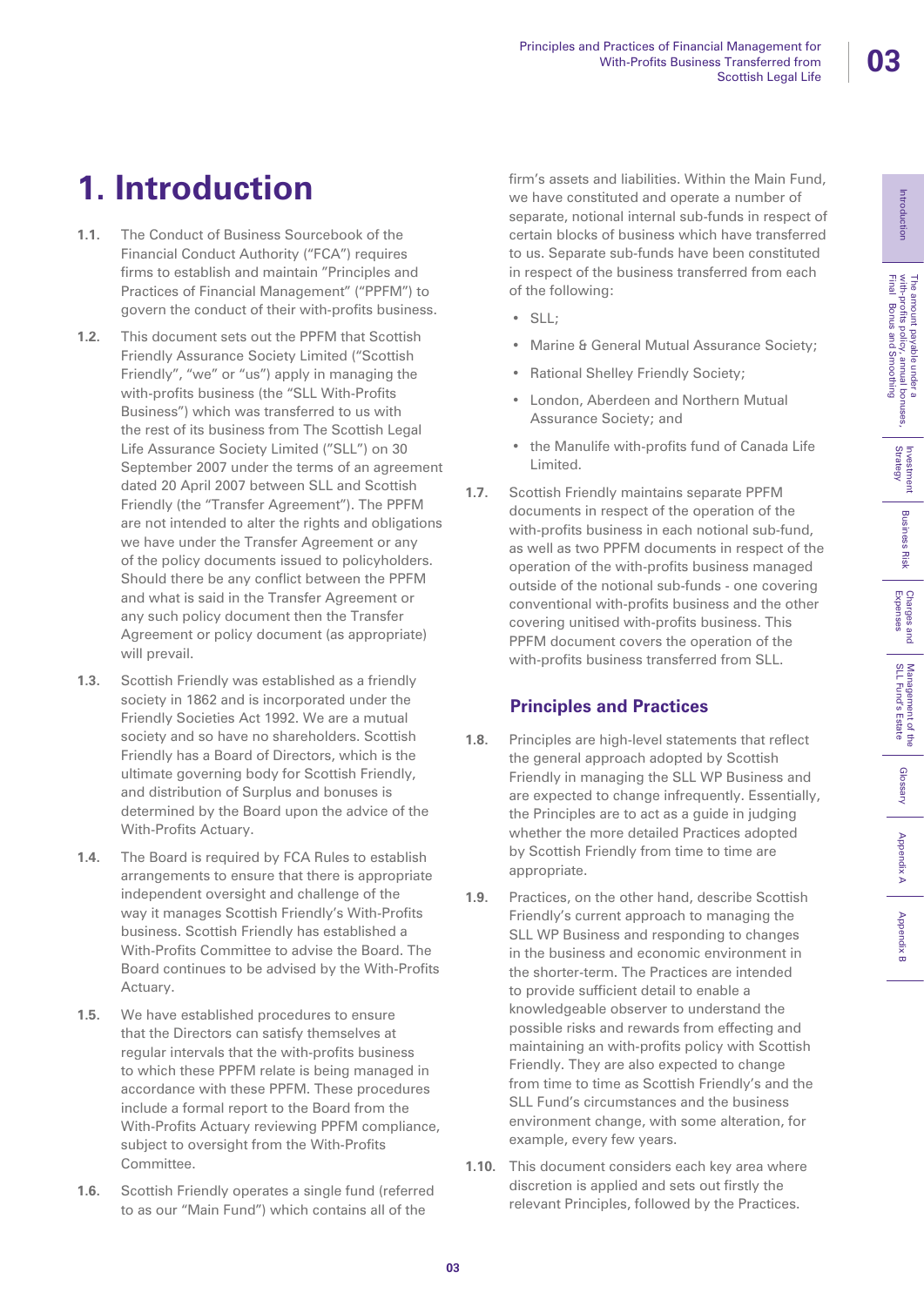# 1. Introduction

**1.1.** The Conduct of Business Sourcebook of the Financial Conduct Authority ("FCA") requires firms to establish and maintain "Principles and Practices of Financial Management" ("PPFM") to govern the conduct of their with-profits business.

**1.2.** This document sets out the PPFM that Scottish Friendly Assurance Society Limited ("Scottish Friendly", "we" or "us") apply in managing the with-profits business (the "SLL With-Profits Business") which was transferred to us with the rest of its business from The Scottish Legal Life Assurance Society Limited ("SLL") on 30 September 2007 under the terms of an agreement dated 20 April 2007 between SLL and Scottish Friendly (the "Transfer Agreement"). The PPFM are not intended to alter the rights and obligations we have under the Transfer Agreement or any of the policy documents issued to policyholders. Should there be any conflict between the PPFM and what is said in the Transfer Agreement or any such policy document then the Transfer Agreement or policy document (as appropriate) will prevail.

**1.3.** Scottish Friendly was established as a friendly society in 1862 and is incorporated under the Friendly Societies Act 1992. We are a mutual society and so have no shareholders. Scottish Friendly has a Board of Directors, which is the ultimate governing body for Scottish Friendly, and distribution of Surplus and bonuses is determined by the Board upon the advice of the With-Profits Actuary.

**1.4.** The Board is required by FCA Rules to establish arrangements to ensure that there is appropriate independent oversight and challenge of the way it manages Scottish Friendly's With-Profits business. Scottish Friendly has established a With-Profits Committee to advise the Board. The Board continues to be advised by the With-Profits Actuary.

**1.5.** We have established procedures to ensure that the Directors can satisfy themselves at regular intervals that the with-profits business to which these PPFM relate is being managed in accordance with these PPFM. These procedures include a formal report to the Board from the With-Profits Actuary reviewing PPFM compliance, subject to oversight from the With-Profits Committee.

**1.6.** Scottish Friendly operates a single fund (referred to as our "Main Fund") which contains all of the firm's assets and liabilities. Within the Main Fund, we have constituted and operate a number of separate, notional internal sub-funds in respect of certain blocks of business which have transferred to us. Separate sub-funds have been constituted in respect of the business transferred from each of the following:

- SLL;
- Marine & General Mutual Assurance Society;
- Rational Shelley Friendly Society;
- London, Aberdeen and Northern Mutual Assurance Society; and
- the Manulife with-profits fund of Canada Life Limited.

**1.7.** Scottish Friendly maintains separate PPFM documents in respect of the operation of the with-profits business in each notional sub-fund, as well as two PPFM documents in respect of the operation of the with-profits business managed outside of the notional sub-funds - one covering conventional with-profits business and the other covering unitised with-profits business. This PPFM document covers the operation of the with-profits business transferred from SLL.

## Principles and Practices

**1.8.** Principles are high-level statements that reflect the general approach adopted by Scottish Friendly in managing the SLL WP Business and are expected to change infrequently. Essentially, the Principles are to act as a guide in judging whether the more detailed Practices adopted by Scottish Friendly from time to time are appropriate.

**1.9.** Practices, on the other hand, describe Scottish Friendly's current approach to managing the SLL WP Business and responding to changes in the business and economic environment in the shorter-term. The Practices are intended to provide sufficient detail to enable a knowledgeable observer to understand the possible risks and rewards from effecting and maintaining an with-profits policy with Scottish Friendly. They are also expected to change from time to time as Scottish Friendly's and the SLL Fund's circumstances and the business environment change, with some alteration, for example, every few years.

**1.10.** This document considers each key area where discretion is applied and sets out firstly the relevant Principles, followed by the Practices.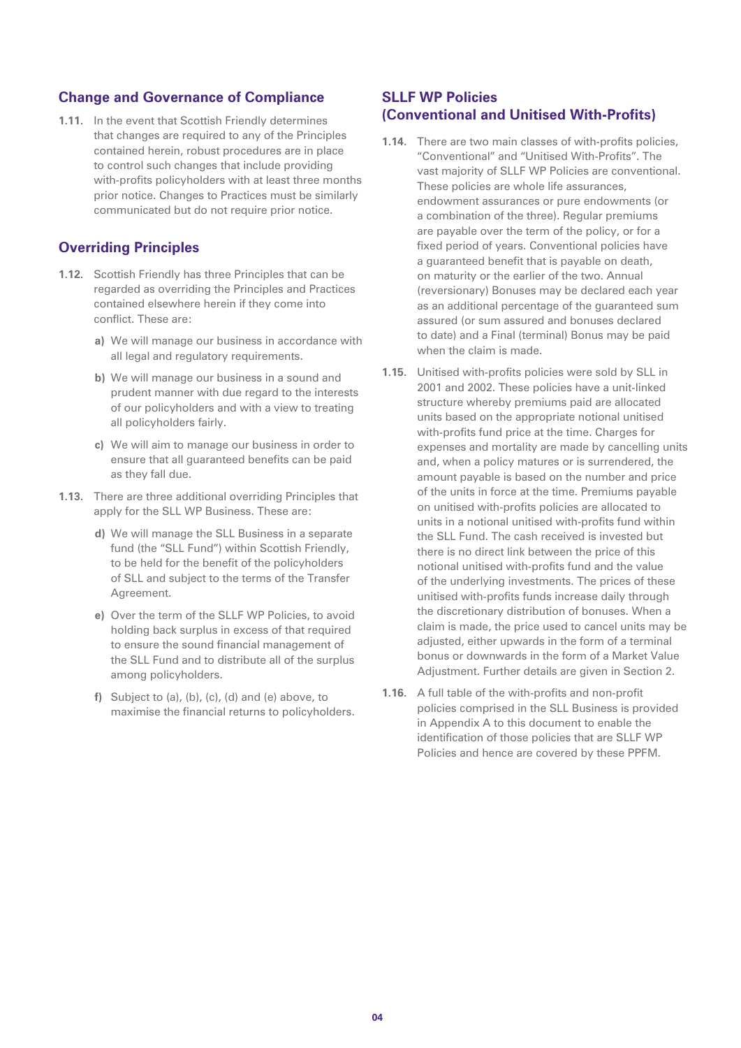## Change and Governance of Compliance

**1.11.** In the event that Scottish Friendly determines that changes are required to any of the Principles contained herein, robust procedures are in place to control such changes that include providing with-profits policyholders with at least three months prior notice. Changes to Practices must be similarly communicated but do not require prior notice.

## Overriding Principles

**1.12.** Scottish Friendly has three Principles that can be regarded as overriding the Principles and Practices contained elsewhere herein if they come into conflict. These are:

- **a)** We will manage our business in accordance with all legal and regulatory requirements.
- **b)** We will manage our business in a sound and prudent manner with due regard to the interests of our policyholders and with a view to treating all policyholders fairly.
- **c)** We will aim to manage our business in order to ensure that all guaranteed benefits can be paid as they fall due.

**1.13.** There are three additional overriding Principles that apply for the SLL WP Business. These are:

- **d)** We will manage the SLL Business in a separate fund (the "SLL Fund") within Scottish Friendly, to be held for the benefit of the policyholders of SLL and subject to the terms of the Transfer Agreement.
- **e)** Over the term of the SLLF WP Policies, to avoid holding back surplus in excess of that required to ensure the sound financial management of the SLL Fund and to distribute all of the surplus among policyholders.
- **f)** Subject to (a), (b), (c), (d) and (e) above, to maximise the financial returns to policyholders.

## SLLF WP Policies (Conventional and Unitised With-Profits)

**1.14.** There are two main classes of with-profits policies, "Conventional" and "Unitised With-Profits". The vast majority of SLLF WP Policies are conventional. These policies are whole life assurances, endowment assurances or pure endowments (or a combination of the three). Regular premiums are payable over the term of the policy, or for a fixed period of years. Conventional policies have a guaranteed benefit that is payable on death, on maturity or the earlier of the two. Annual (reversionary) Bonuses may be declared each year as an additional percentage of the guaranteed sum assured (or sum assured and bonuses declared to date) and a Final (terminal) Bonus may be paid when the claim is made.

**1.15.** Unitised with-profits policies were sold by SLL in 2001 and 2002. These policies have a unit-linked structure whereby premiums paid are allocated units based on the appropriate notional unitised with-profits fund price at the time. Charges for expenses and mortality are made by cancelling units and, when a policy matures or is surrendered, the amount payable is based on the number and price of the units in force at the time. Premiums payable on unitised with-profits policies are allocated to units in a notional unitised with-profits fund within the SLL Fund. The cash received is invested but there is no direct link between the price of this notional unitised with-profits fund and the value of the underlying investments. The prices of these unitised with-profits funds increase daily through the discretionary distribution of bonuses. When a claim is made, the price used to cancel units may be adjusted, either upwards in the form of a terminal bonus or downwards in the form of a Market Value Adjustment. Further details are given in Section 2.

**1.16.** A full table of the with-profits and non-profit policies comprised in the SLL Business is provided in Appendix A to this document to enable the identification of those policies that are SLLF WP Policies and hence are covered by these PPFM.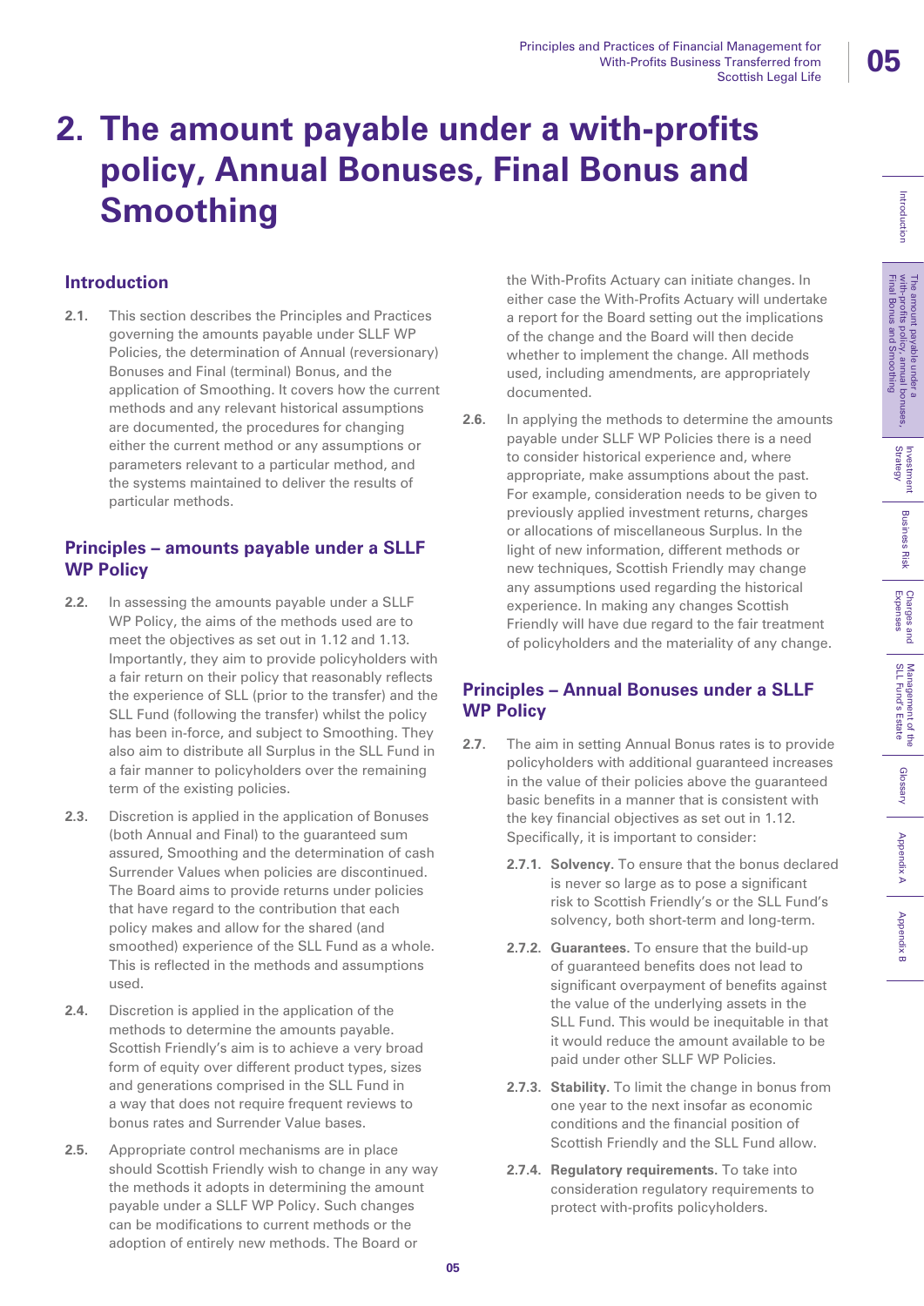# 2. The amount payable under a with-profits policy, Annual Bonuses, Final Bonus and Smoothing

## Introduction

**2.1.** This section describes the Principles and Practices governing the amounts payable under SLLF WP Policies, the determination of Annual (reversionary) Bonuses and Final (terminal) Bonus, and the application of Smoothing. It covers how the current methods and any relevant historical assumptions are documented, the procedures for changing either the current method or any assumptions or parameters relevant to a particular method, and the systems maintained to deliver the results of particular methods.

## Principles – amounts payable under a SLLF WP Policy

**2.2.** In assessing the amounts payable under a SLLF WP Policy, the aims of the methods used are to meet the objectives as set out in 1.12 and 1.13. Importantly, they aim to provide policyholders with a fair return on their policy that reasonably reflects the experience of SLL (prior to the transfer) and the SLL Fund (following the transfer) whilst the policy has been in-force, and subject to Smoothing. They also aim to distribute all Surplus in the SLL Fund in a fair manner to policyholders over the remaining term of the existing policies.

**2.3.** Discretion is applied in the application of Bonuses (both Annual and Final) to the guaranteed sum assured, Smoothing and the determination of cash Surrender Values when policies are discontinued. The Board aims to provide returns under policies that have regard to the contribution that each policy makes and allow for the shared (and smoothed) experience of the SLL Fund as a whole. This is reflected in the methods and assumptions used.

**2.4.** Discretion is applied in the application of the methods to determine the amounts payable. Scottish Friendly's aim is to achieve a very broad form of equity over different product types, sizes and generations comprised in the SLL Fund in a way that does not require frequent reviews to bonus rates and Surrender Value bases.

**2.5.** Appropriate control mechanisms are in place should Scottish Friendly wish to change in any way the methods it adopts in determining the amount payable under a SLLF WP Policy. Such changes can be modifications to current methods or the adoption of entirely new methods. The Board or the With-Profits Actuary can initiate changes. In either case the With-Profits Actuary will undertake a report for the Board setting out the implications of the change and the Board will then decide whether to implement the change. All methods used, including amendments, are appropriately documented.

**2.6.** In applying the methods to determine the amounts payable under SLLF WP Policies there is a need to consider historical experience and, where appropriate, make assumptions about the past. For example, consideration needs to be given to previously applied investment returns, charges or allocations of miscellaneous Surplus. In the light of new information, different methods or new techniques, Scottish Friendly may change any assumptions used regarding the historical experience. In making any changes Scottish Friendly will have due regard to the fair treatment of policyholders and the materiality of any change.

## Principles – Annual Bonuses under a SLLF WP Policy

**2.7.** The aim in setting Annual Bonus rates is to provide policyholders with additional guaranteed increases in the value of their policies above the guaranteed basic benefits in a manner that is consistent with the key financial objectives as set out in 1.12. Specifically, it is important to consider:

- **2.7.1. Solvency.** To ensure that the bonus declared is never so large as to pose a significant risk to Scottish Friendly's or the SLL Fund's solvency, both short-term and long-term.
- **2.7.2. Guarantees.** To ensure that the build-up of guaranteed benefits does not lead to significant overpayment of benefits against the value of the underlying assets in the SLL Fund. This would be inequitable in that it would reduce the amount available to be paid under other SLLF WP Policies.
- **2.7.3. Stability.** To limit the change in bonus from one year to the next insofar as economic conditions and the financial position of Scottish Friendly and the SLL Fund allow.
- **2.7.4. Regulatory requirements.** To take into consideration regulatory requirements to protect with-profits policyholders.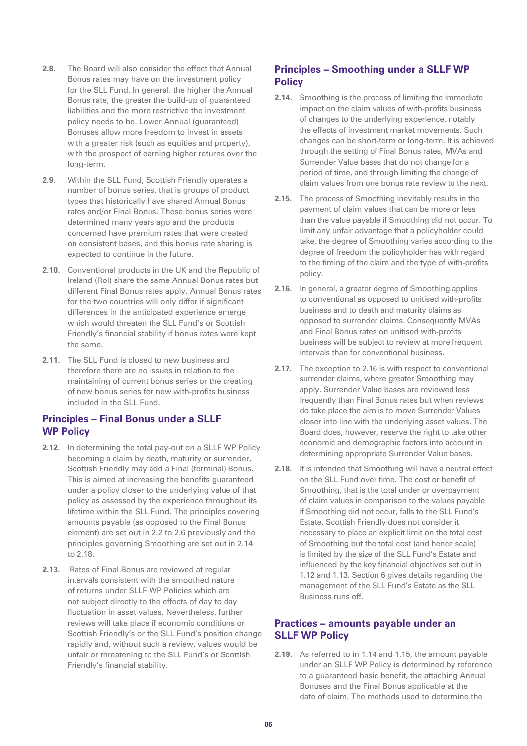2.8. The Board will also consider the effect that Annual Bonus rates may have on the investment policy for the SLL Fund. In general, the higher the Annual Bonus rate, the greater the build-up of guaranteed liabilities and the more restrictive the investment policy needs to be. Lower Annual (guaranteed) Bonuses allow more freedom to invest in assets with a greater risk (such as equities and property), with the prospect of earning higher returns over the long-term.

2.9. Within the SLL Fund, Scottish Friendly operates a number of bonus series, that is groups of product types that historically have shared Annual Bonus rates and/or Final Bonus. These bonus series were determined many years ago and the products concerned have premium rates that were created on consistent bases, and this bonus rate sharing is expected to continue in the future.

2.10. Conventional products in the UK and the Republic of Ireland (RoI) share the same Annual Bonus rates but different Final Bonus rates apply. Annual Bonus rates for the two countries will only differ if significant differences in the anticipated experience emerge which would threaten the SLL Fund's or Scottish Friendly's financial stability if bonus rates were kept the same.

2.11. The SLL Fund is closed to new business and therefore there are no issues in relation to the maintaining of current bonus series or the creating of new bonus series for new with-profits business included in the SLL Fund.

## Principles – Final Bonus under a SLLF WP Policy

2.12. In determining the total pay-out on a SLLF WP Policy becoming a claim by death, maturity or surrender, Scottish Friendly may add a Final (terminal) Bonus. This is aimed at increasing the benefits guaranteed under a policy closer to the underlying value of that policy as assessed by the experience throughout its lifetime within the SLL Fund. The principles covering amounts payable (as opposed to the Final Bonus element) are set out in 2.2 to 2.6 previously and the principles governing Smoothing are set out in 2.14 to 2.18.

2.13. Rates of Final Bonus are reviewed at regular intervals consistent with the smoothed nature of returns under SLLF WP Policies which are not subject directly to the effects of day to day fluctuation in asset values. Nevertheless, further reviews will take place if economic conditions or Scottish Friendly's or the SLL Fund's position change rapidly and, without such a review, values would be unfair or threatening to the SLL Fund's or Scottish Friendly's financial stability.

## Principles – Smoothing under a SLLF WP Policy

2.14. Smoothing is the process of limiting the immediate impact on the claim values of with-profits business of changes to the underlying experience, notably the effects of investment market movements. Such changes can be short-term or long-term. It is achieved through the setting of Final Bonus rates, MVAs and Surrender Value bases that do not change for a period of time, and through limiting the change of claim values from one bonus rate review to the next.

2.15. The process of Smoothing inevitably results in the payment of claim values that can be more or less than the value payable if Smoothing did not occur. To limit any unfair advantage that a policyholder could take, the degree of Smoothing varies according to the degree of freedom the policyholder has with regard to the timing of the claim and the type of with-profits policy.

2.16. In general, a greater degree of Smoothing applies to conventional as opposed to unitised with-profits business and to death and maturity claims as opposed to surrender claims. Consequently MVAs and Final Bonus rates on unitised with-profits business will be subject to review at more frequent intervals than for conventional business.

2.17. The exception to 2.16 is with respect to conventional surrender claims, where greater Smoothing may apply. Surrender Value bases are reviewed less frequently than Final Bonus rates but when reviews do take place the aim is to move Surrender Values closer into line with the underlying asset values. The Board does, however, reserve the right to take other economic and demographic factors into account in determining appropriate Surrender Value bases.

2.18. It is intended that Smoothing will have a neutral effect on the SLL Fund over time. The cost or benefit of Smoothing, that is the total under or overpayment of claim values in comparison to the values payable if Smoothing did not occur, falls to the SLL Fund's Estate. Scottish Friendly does not consider it necessary to place an explicit limit on the total cost of Smoothing but the total cost (and hence scale) is limited by the size of the SLL Fund's Estate and influenced by the key financial objectives set out in 1.12 and 1.13. Section 6 gives details regarding the management of the SLL Fund's Estate as the SLL Business runs off.

## Practices – amounts payable under an SLLF WP Policy

2.19. As referred to in 1.14 and 1.15, the amount payable under an SLLF WP Policy is determined by reference to a guaranteed basic benefit, the attaching Annual Bonuses and the Final Bonus applicable at the date of claim. The methods used to determine the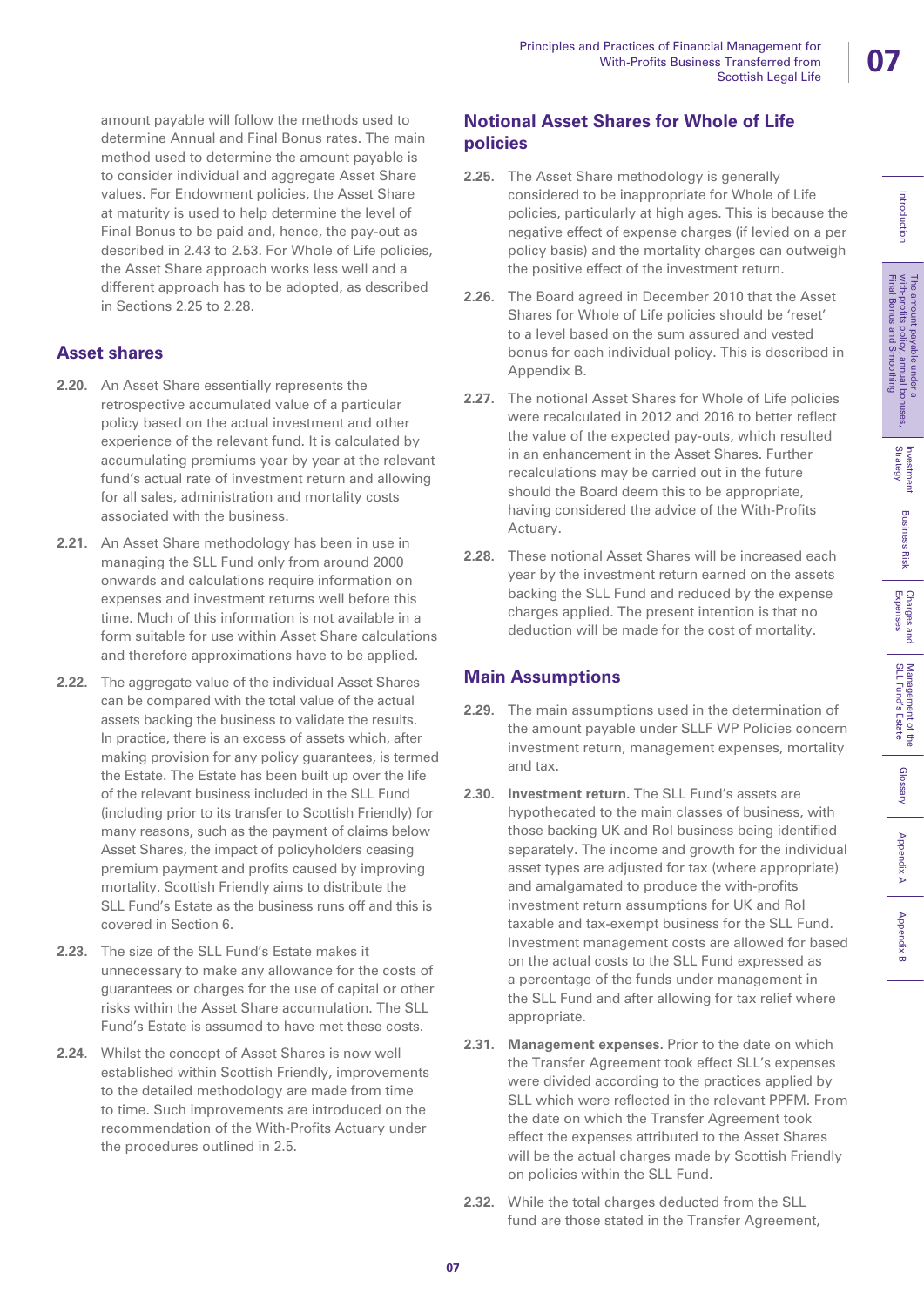amount payable will follow the methods used to determine Annual and Final Bonus rates. The main method used to determine the amount payable is to consider individual and aggregate Asset Share values. For Endowment policies, the Asset Share at maturity is used to help determine the level of Final Bonus to be paid and, hence, the pay-out as described in 2.43 to 2.53. For Whole of Life policies, the Asset Share approach works less well and a different approach has to be adopted, as described in Sections 2.25 to 2.28.

## Asset shares

**2.20.** An Asset Share essentially represents the retrospective accumulated value of a particular policy based on the actual investment and other experience of the relevant fund. It is calculated by accumulating premiums year by year at the relevant fund's actual rate of investment return and allowing for all sales, administration and mortality costs associated with the business.

**2.21.** An Asset Share methodology has been in use in managing the SLL Fund only from around 2000 onwards and calculations require information on expenses and investment returns well before this time. Much of this information is not available in a form suitable for use within Asset Share calculations and therefore approximations have to be applied.

**2.22.** The aggregate value of the individual Asset Shares can be compared with the total value of the actual assets backing the business to validate the results. In practice, there is an excess of assets which, after making provision for any policy guarantees, is termed the Estate. The Estate has been built up over the life of the relevant business included in the SLL Fund (including prior to its transfer to Scottish Friendly) for many reasons, such as the payment of claims below Asset Shares, the impact of policyholders ceasing premium payment and profits caused by improving mortality. Scottish Friendly aims to distribute the SLL Fund's Estate as the business runs off and this is covered in Section 6.

**2.23.** The size of the SLL Fund's Estate makes it unnecessary to make any allowance for the costs of guarantees or charges for the use of capital or other risks within the Asset Share accumulation. The SLL Fund's Estate is assumed to have met these costs.

**2.24.** Whilst the concept of Asset Shares is now well established within Scottish Friendly, improvements to the detailed methodology are made from time to time. Such improvements are introduced on the recommendation of the With-Profits Actuary under the procedures outlined in 2.5.

## Notional Asset Shares for Whole of Life policies

**2.25.** The Asset Share methodology is generally considered to be inappropriate for Whole of Life policies, particularly at high ages. This is because the negative effect of expense charges (if levied on a per policy basis) and the mortality charges can outweigh the positive effect of the investment return.

**2.26.** The Board agreed in December 2010 that the Asset Shares for Whole of Life policies should be 'reset' to a level based on the sum assured and vested bonus for each individual policy. This is described in Appendix B.

**2.27.** The notional Asset Shares for Whole of Life policies were recalculated in 2012 and 2016 to better reflect the value of the expected pay-outs, which resulted in an enhancement in the Asset Shares. Further recalculations may be carried out in the future should the Board deem this to be appropriate, having considered the advice of the With-Profits Actuary.

**2.28.** These notional Asset Shares will be increased each year by the investment return earned on the assets backing the SLL Fund and reduced by the expense charges applied. The present intention is that no deduction will be made for the cost of mortality.

## Main Assumptions

**2.29.** The main assumptions used in the determination of the amount payable under SLLF WP Policies concern investment return, management expenses, mortality and tax.

**2.30.** **Investment return.** The SLL Fund's assets are hypothecated to the main classes of business, with those backing UK and RoI business being identified separately. The income and growth for the individual asset types are adjusted for tax (where appropriate) and amalgamated to produce the with-profits investment return assumptions for UK and RoI taxable and tax-exempt business for the SLL Fund. Investment management costs are allowed for based on the actual costs to the SLL Fund expressed as a percentage of the funds under management in the SLL Fund and after allowing for tax relief where appropriate.

**2.31.** **Management expenses.** Prior to the date on which the Transfer Agreement took effect SLL's expenses were divided according to the practices applied by SLL which were reflected in the relevant PPFM. From the date on which the Transfer Agreement took effect the expenses attributed to the Asset Shares will be the actual charges made by Scottish Friendly on policies within the SLL Fund.

**2.32.** While the total charges deducted from the SLL fund are those stated in the Transfer Agreement,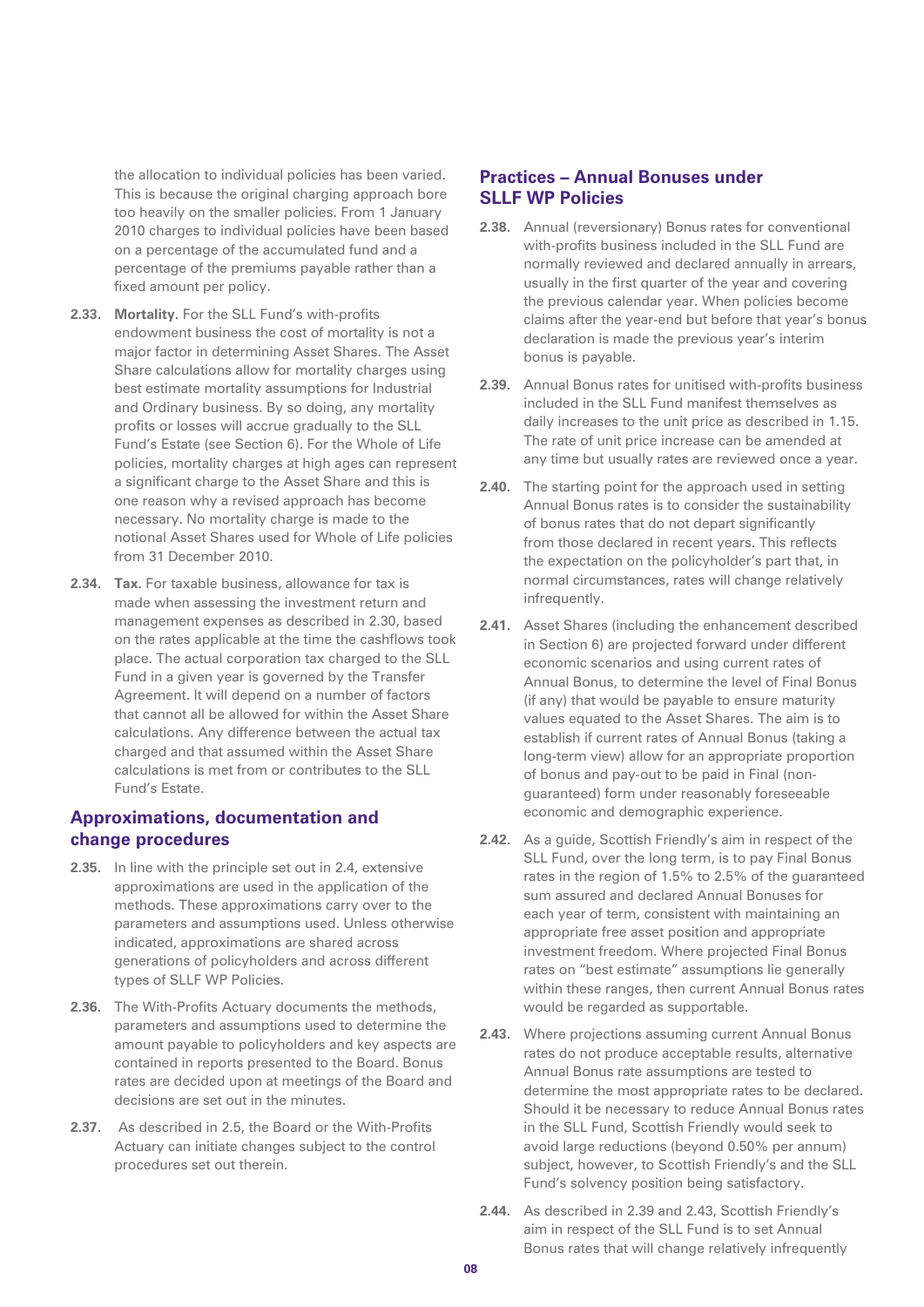the allocation to individual policies has been varied. This is because the original charging approach bore too heavily on the smaller policies. From 1 January 2010 charges to individual policies have been based on a percentage of the accumulated fund and a percentage of the premiums payable rather than a fixed amount per policy.

**2.33.** **Mortality**. For the SLL Fund's with-profits endowment business the cost of mortality is not a major factor in determining Asset Shares. The Asset Share calculations allow for mortality charges using best estimate mortality assumptions for Industrial and Ordinary business. By so doing, any mortality profits or losses will accrue gradually to the SLL Fund's Estate (see Section 6). For the Whole of Life policies, mortality charges at high ages can represent a significant charge to the Asset Share and this is one reason why a revised approach has become necessary. No mortality charge is made to the notional Asset Shares used for Whole of Life policies from 31 December 2010.

**2.34.** **Tax**. For taxable business, allowance for tax is made when assessing the investment return and management expenses as described in 2.30, based on the rates applicable at the time the cashflows took place. The actual corporation tax charged to the SLL Fund in a given year is governed by the Transfer Agreement. It will depend on a number of factors that cannot all be allowed for within the Asset Share calculations. Any difference between the actual tax charged and that assumed within the Asset Share calculations is met from or contributes to the SLL Fund's Estate.

## Approximations, documentation and change procedures

**2.35.** In line with the principle set out in 2.4, extensive approximations are used in the application of the methods. These approximations carry over to the parameters and assumptions used. Unless otherwise indicated, approximations are shared across generations of policyholders and across different types of SLLF WP Policies.

**2.36.** The With-Profits Actuary documents the methods, parameters and assumptions used to determine the amount payable to policyholders and key aspects are contained in reports presented to the Board. Bonus rates are decided upon at meetings of the Board and decisions are set out in the minutes.

**2.37.** As described in 2.5, the Board or the With-Profits Actuary can initiate changes subject to the control procedures set out therein.

## Practices – Annual Bonuses under SLLF WP Policies

**2.38.** Annual (reversionary) Bonus rates for conventional with-profits business included in the SLL Fund are normally reviewed and declared annually in arrears, usually in the first quarter of the year and covering the previous calendar year. When policies become claims after the year-end but before that year's bonus declaration is made the previous year's interim bonus is payable.

**2.39.** Annual Bonus rates for unitised with-profits business included in the SLL Fund manifest themselves as daily increases to the unit price as described in 1.15. The rate of unit price increase can be amended at any time but usually rates are reviewed once a year.

**2.40.** The starting point for the approach used in setting Annual Bonus rates is to consider the sustainability of bonus rates that do not depart significantly from those declared in recent years. This reflects the expectation on the policyholder's part that, in normal circumstances, rates will change relatively infrequently.

**2.41.** Asset Shares (including the enhancement described in Section 6) are projected forward under different economic scenarios and using current rates of Annual Bonus, to determine the level of Final Bonus (if any) that would be payable to ensure maturity values equated to the Asset Shares. The aim is to establish if current rates of Annual Bonus (taking a long-term view) allow for an appropriate proportion of bonus and pay-out to be paid in Final (non-guaranteed) form under reasonably foreseeable economic and demographic experience.

**2.42.** As a guide, Scottish Friendly's aim in respect of the SLL Fund, over the long term, is to pay Final Bonus rates in the region of 1.5% to 2.5% of the guaranteed sum assured and declared Annual Bonuses for each year of term, consistent with maintaining an appropriate free asset position and appropriate investment freedom. Where projected Final Bonus rates on "best estimate" assumptions lie generally within these ranges, then current Annual Bonus rates would be regarded as supportable.

**2.43.** Where projections assuming current Annual Bonus rates do not produce acceptable results, alternative Annual Bonus rate assumptions are tested to determine the most appropriate rates to be declared. Should it be necessary to reduce Annual Bonus rates in the SLL Fund, Scottish Friendly would seek to avoid large reductions (beyond 0.50% per annum) subject, however, to Scottish Friendly's and the SLL Fund's solvency position being satisfactory.

**2.44.** As described in 2.39 and 2.43, Scottish Friendly's aim in respect of the SLL Fund is to set Annual Bonus rates that will change relatively infrequently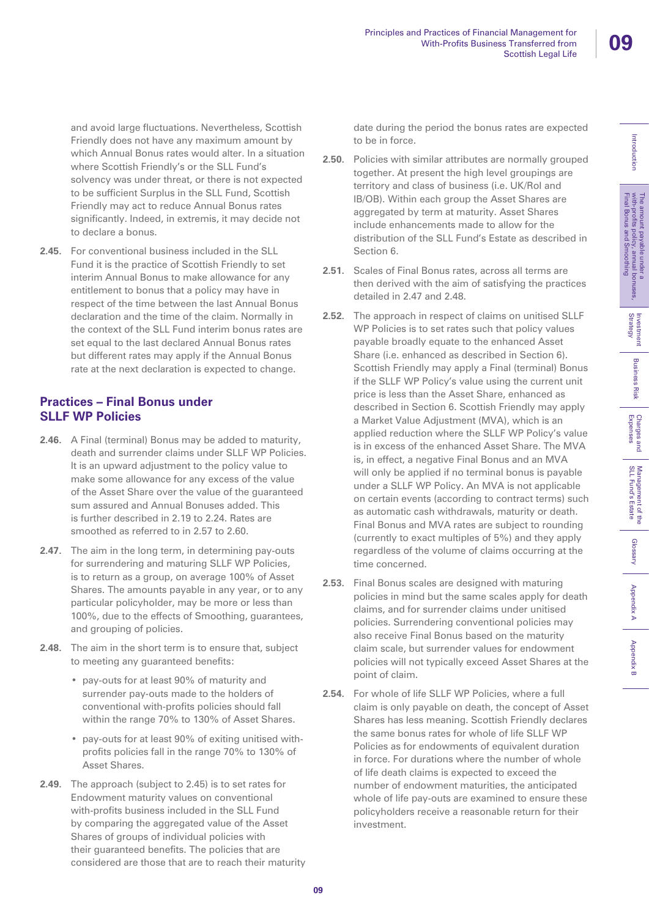and avoid large fluctuations. Nevertheless, Scottish Friendly does not have any maximum amount by which Annual Bonus rates would alter. In a situation where Scottish Friendly's or the SLL Fund's solvency was under threat, or there is not expected to be sufficient Surplus in the SLL Fund, Scottish Friendly may act to reduce Annual Bonus rates significantly. Indeed, in extremis, it may decide not to declare a bonus.

**2.45.** For conventional business included in the SLL Fund it is the practice of Scottish Friendly to set interim Annual Bonus to make allowance for any entitlement to bonus that a policy may have in respect of the time between the last Annual Bonus declaration and the time of the claim. Normally in the context of the SLL Fund interim bonus rates are set equal to the last declared Annual Bonus rates but different rates may apply if the Annual Bonus rate at the next declaration is expected to change.

## Practices – Final Bonus under SLLF WP Policies

**2.46.** A Final (terminal) Bonus may be added to maturity, death and surrender claims under SLLF WP Policies. It is an upward adjustment to the policy value to make some allowance for any excess of the value of the Asset Share over the value of the guaranteed sum assured and Annual Bonuses added. This is further described in 2.19 to 2.24. Rates are smoothed as referred to in 2.57 to 2.60.

**2.47.** The aim in the long term, in determining pay-outs for surrendering and maturing SLLF WP Policies, is to return as a group, on average 100% of Asset Shares. The amounts payable in any year, or to any particular policyholder, may be more or less than 100%, due to the effects of Smoothing, guarantees, and grouping of policies.

**2.48.** The aim in the short term is to ensure that, subject to meeting any guaranteed benefits:

- pay-outs for at least 90% of maturity and surrender pay-outs made to the holders of conventional with-profits policies should fall within the range 70% to 130% of Asset Shares.
- pay-outs for at least 90% of exiting unitised with-profits policies fall in the range 70% to 130% of Asset Shares.

**2.49.** The approach (subject to 2.45) is to set rates for Endowment maturity values on conventional with-profits business included in the SLL Fund by comparing the aggregated value of the Asset Shares of groups of individual policies with their guaranteed benefits. The policies that are considered are those that are to reach their maturity date during the period the bonus rates are expected to be in force.

**2.50.** Policies with similar attributes are normally grouped together. At present the high level groupings are territory and class of business (i.e. UK/RoI and IB/OB). Within each group the Asset Shares are aggregated by term at maturity. Asset Shares include enhancements made to allow for the distribution of the SLL Fund's Estate as described in Section 6.

**2.51.** Scales of Final Bonus rates, across all terms are then derived with the aim of satisfying the practices detailed in 2.47 and 2.48.

**2.52.** The approach in respect of claims on unitised SLLF WP Policies is to set rates such that policy values payable broadly equate to the enhanced Asset Share (i.e. enhanced as described in Section 6). Scottish Friendly may apply a Final (terminal) Bonus if the SLLF WP Policy's value using the current unit price is less than the Asset Share, enhanced as described in Section 6. Scottish Friendly may apply a Market Value Adjustment (MVA), which is an applied reduction where the SLLF WP Policy's value is in excess of the enhanced Asset Share. The MVA is, in effect, a negative Final Bonus and an MVA will only be applied if no terminal bonus is payable under a SLLF WP Policy. An MVA is not applicable on certain events (according to contract terms) such as automatic cash withdrawals, maturity or death. Final Bonus and MVA rates are subject to rounding (currently to exact multiples of 5%) and they apply regardless of the volume of claims occurring at the time concerned.

**2.53.** Final Bonus scales are designed with maturing policies in mind but the same scales apply for death claims, and for surrender claims under unitised policies. Surrendering conventional policies may also receive Final Bonus based on the maturity claim scale, but surrender values for endowment policies will not typically exceed Asset Shares at the point of claim.

**2.54.** For whole of life SLLF WP Policies, where a full claim is only payable on death, the concept of Asset Shares has less meaning. Scottish Friendly declares the same bonus rates for whole of life SLLF WP Policies as for endowments of equivalent duration in force. For durations where the number of whole of life death claims is expected to exceed the number of endowment maturities, the anticipated whole of life pay-outs are examined to ensure these policyholders receive a reasonable return for their investment.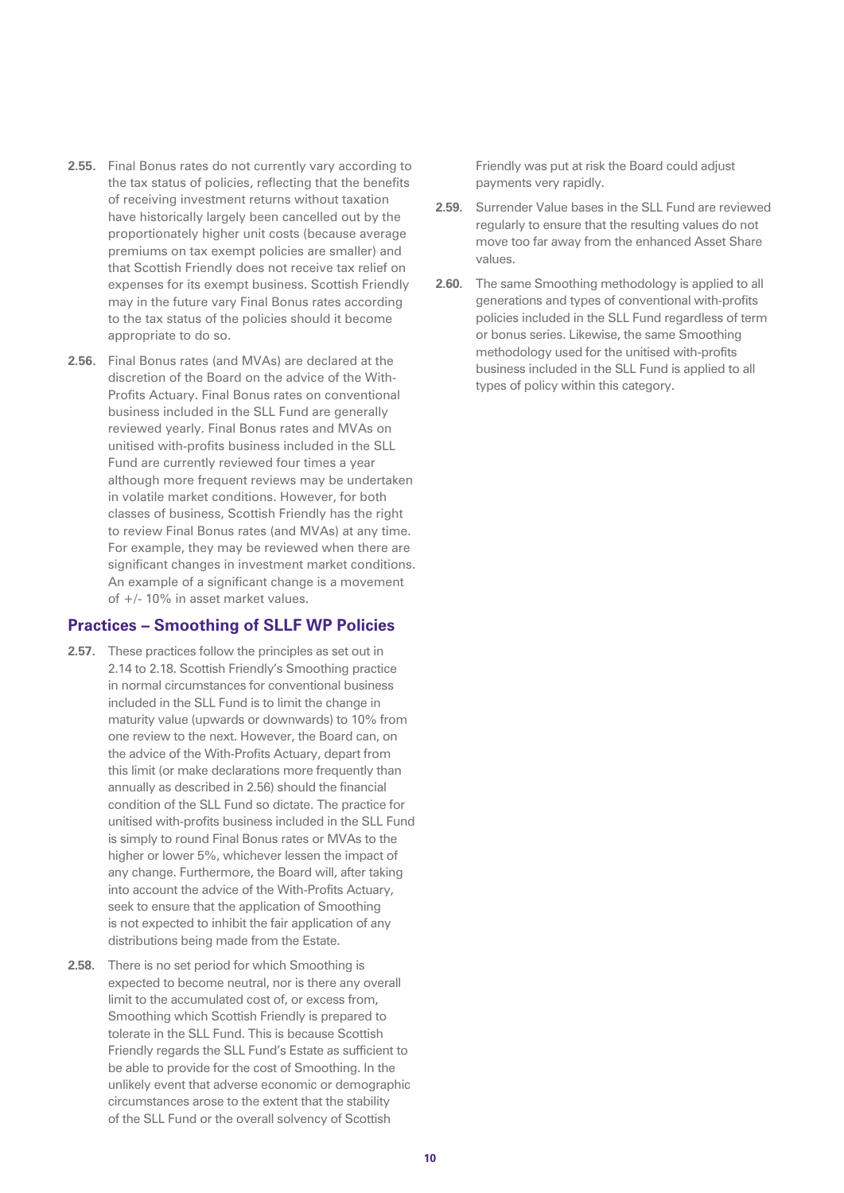**2.55.** Final Bonus rates do not currently vary according to the tax status of policies, reflecting that the benefits of receiving investment returns without taxation have historically largely been cancelled out by the proportionately higher unit costs (because average premiums on tax exempt policies are smaller) and that Scottish Friendly does not receive tax relief on expenses for its exempt business. Scottish Friendly may in the future vary Final Bonus rates according to the tax status of the policies should it become appropriate to do so.

**2.56.** Final Bonus rates (and MVAs) are declared at the discretion of the Board on the advice of the With-Profits Actuary. Final Bonus rates on conventional business included in the SLL Fund are generally reviewed yearly. Final Bonus rates and MVAs on unitised with-profits business included in the SLL Fund are currently reviewed four times a year although more frequent reviews may be undertaken in volatile market conditions. However, for both classes of business, Scottish Friendly has the right to review Final Bonus rates (and MVAs) at any time. For example, they may be reviewed when there are significant changes in investment market conditions. An example of a significant change is a movement of +/- 10% in asset market values.

## Practices – Smoothing of SLLF WP Policies

**2.57.** These practices follow the principles as set out in 2.14 to 2.18. Scottish Friendly's Smoothing practice in normal circumstances for conventional business included in the SLL Fund is to limit the change in maturity value (upwards or downwards) to 10% from one review to the next. However, the Board can, on the advice of the With-Profits Actuary, depart from this limit (or make declarations more frequently than annually as described in 2.56) should the financial condition of the SLL Fund so dictate. The practice for unitised with-profits business included in the SLL Fund is simply to round Final Bonus rates or MVAs to the higher or lower 5%, whichever lessen the impact of any change. Furthermore, the Board will, after taking into account the advice of the With-Profits Actuary, seek to ensure that the application of Smoothing is not expected to inhibit the fair application of any distributions being made from the Estate.

**2.58.** There is no set period for which Smoothing is expected to become neutral, nor is there any overall limit to the accumulated cost of, or excess from, Smoothing which Scottish Friendly is prepared to tolerate in the SLL Fund. This is because Scottish Friendly regards the SLL Fund's Estate as sufficient to be able to provide for the cost of Smoothing. In the unlikely event that adverse economic or demographic circumstances arose to the extent that the stability of the SLL Fund or the overall solvency of Scottish Friendly was put at risk the Board could adjust payments very rapidly.

**2.59.** Surrender Value bases in the SLL Fund are reviewed regularly to ensure that the resulting values do not move too far away from the enhanced Asset Share values.

**2.60.** The same Smoothing methodology is applied to all generations and types of conventional with-profits policies included in the SLL Fund regardless of term or bonus series. Likewise, the same Smoothing methodology used for the unitised with-profits business included in the SLL Fund is applied to all types of policy within this category.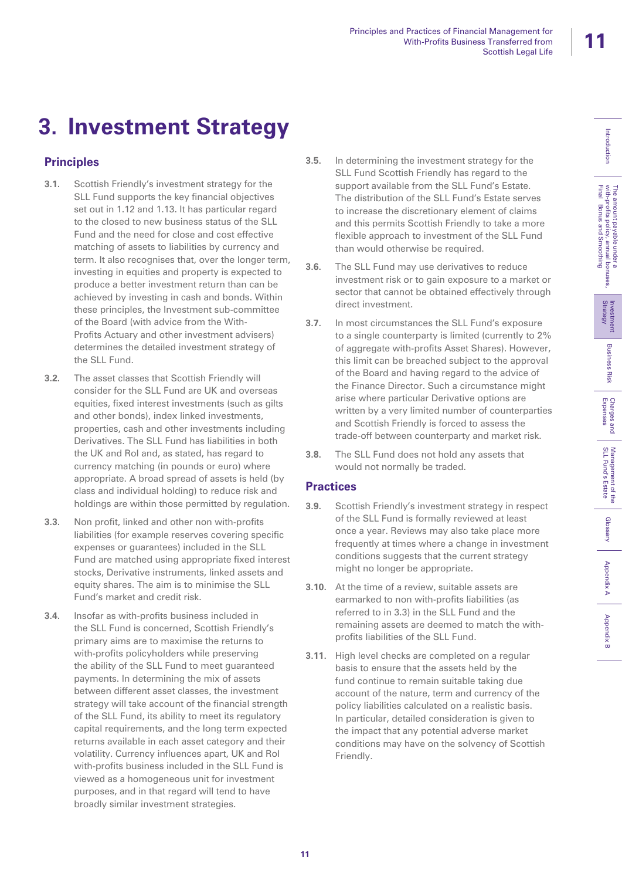# 3. Investment Strategy

## Principles

**3.1.** Scottish Friendly's investment strategy for the SLL Fund supports the key financial objectives set out in 1.12 and 1.13. It has particular regard to the closed to new business status of the SLL Fund and the need for close and cost effective matching of assets to liabilities by currency and term. It also recognises that, over the longer term, investing in equities and property is expected to produce a better investment return than can be achieved by investing in cash and bonds. Within these principles, the Investment sub-committee of the Board (with advice from the With-Profits Actuary and other investment advisers) determines the detailed investment strategy of the SLL Fund.

**3.2.** The asset classes that Scottish Friendly will consider for the SLL Fund are UK and overseas equities, fixed interest investments (such as gilts and other bonds), index linked investments, properties, cash and other investments including Derivatives. The SLL Fund has liabilities in both the UK and RoI and, as stated, has regard to currency matching (in pounds or euro) where appropriate. A broad spread of assets is held (by class and individual holding) to reduce risk and holdings are within those permitted by regulation.

**3.3.** Non profit, linked and other non with-profits liabilities (for example reserves covering specific expenses or guarantees) included in the SLL Fund are matched using appropriate fixed interest stocks, Derivative instruments, linked assets and equity shares. The aim is to minimise the SLL Fund's market and credit risk.

**3.4.** Insofar as with-profits business included in the SLL Fund is concerned, Scottish Friendly's primary aims are to maximise the returns to with-profits policyholders while preserving the ability of the SLL Fund to meet guaranteed payments. In determining the mix of assets between different asset classes, the investment strategy will take account of the financial strength of the SLL Fund, its ability to meet its regulatory capital requirements, and the long term expected returns available in each asset category and their volatility. Currency influences apart, UK and RoI with-profits business included in the SLL Fund is viewed as a homogeneous unit for investment purposes, and in that regard will tend to have broadly similar investment strategies.

**3.5.** In determining the investment strategy for the SLL Fund Scottish Friendly has regard to the support available from the SLL Fund's Estate. The distribution of the SLL Fund's Estate serves to increase the discretionary element of claims and this permits Scottish Friendly to take a more flexible approach to investment of the SLL Fund than would otherwise be required.

**3.6.** The SLL Fund may use derivatives to reduce investment risk or to gain exposure to a market or sector that cannot be obtained effectively through direct investment.

**3.7.** In most circumstances the SLL Fund's exposure to a single counterparty is limited (currently to 2% of aggregate with-profits Asset Shares). However, this limit can be breached subject to the approval of the Board and having regard to the advice of the Finance Director. Such a circumstance might arise where particular Derivative options are written by a very limited number of counterparties and Scottish Friendly is forced to assess the trade-off between counterparty and market risk.

**3.8.** The SLL Fund does not hold any assets that would not normally be traded.

## Practices

**3.9.** Scottish Friendly's investment strategy in respect of the SLL Fund is formally reviewed at least once a year. Reviews may also take place more frequently at times where a change in investment conditions suggests that the current strategy might no longer be appropriate.

**3.10.** At the time of a review, suitable assets are earmarked to non with-profits liabilities (as referred to in 3.3) in the SLL Fund and the remaining assets are deemed to match the with-profits liabilities of the SLL Fund.

**3.11.** High level checks are completed on a regular basis to ensure that the assets held by the fund continue to remain suitable taking due account of the nature, term and currency of the policy liabilities calculated on a realistic basis. In particular, detailed consideration is given to the impact that any potential adverse market conditions may have on the solvency of Scottish Friendly.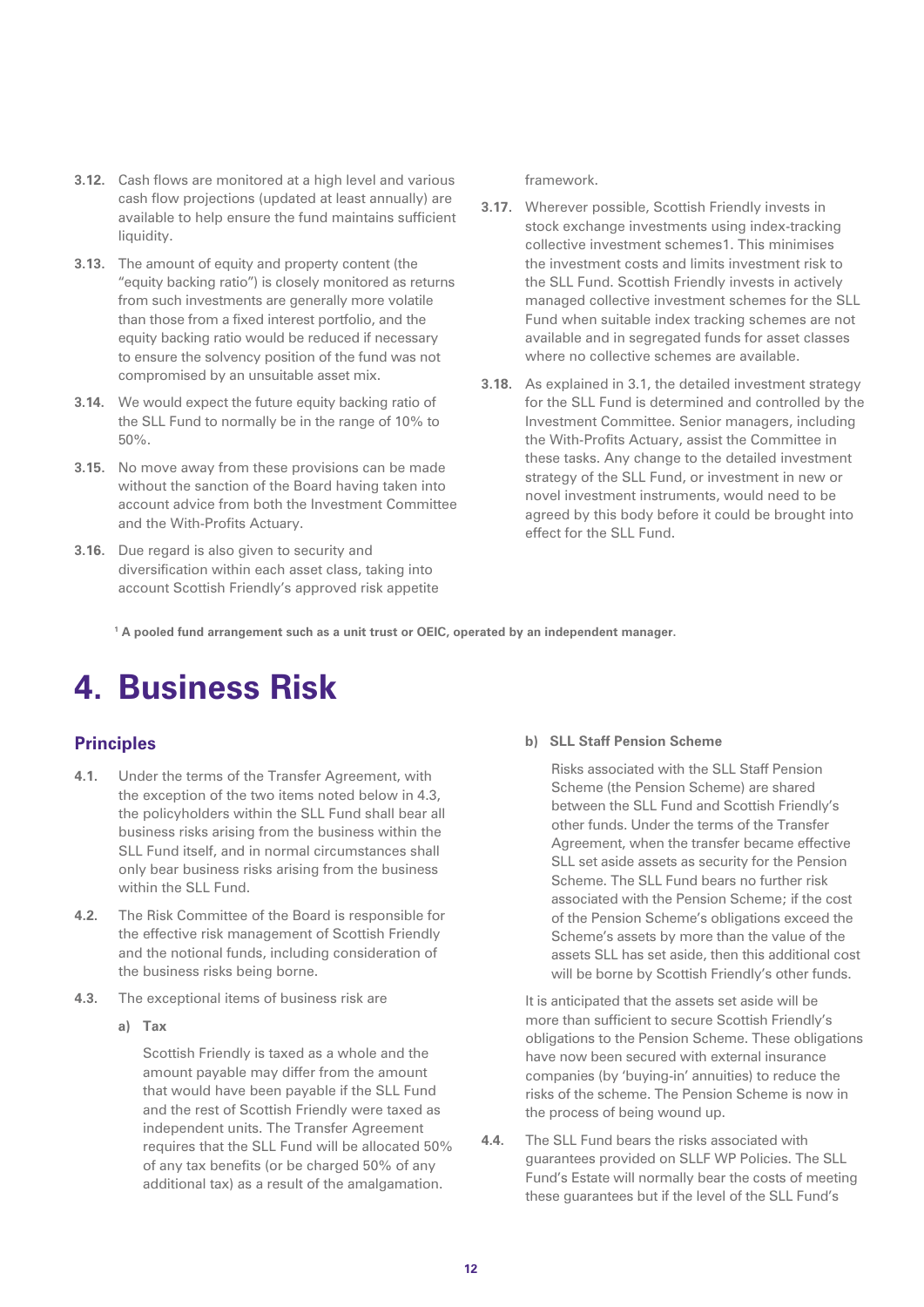**3.12.** Cash flows are monitored at a high level and various cash flow projections (updated at least annually) are available to help ensure the fund maintains sufficient liquidity.

**3.13.** The amount of equity and property content (the "equity backing ratio") is closely monitored as returns from such investments are generally more volatile than those from a fixed interest portfolio, and the equity backing ratio would be reduced if necessary to ensure the solvency position of the fund was not compromised by an unsuitable asset mix.

**3.14.** We would expect the future equity backing ratio of the SLL Fund to normally be in the range of 10% to 50%.

**3.15.** No move away from these provisions can be made without the sanction of the Board having taken into account advice from both the Investment Committee and the With-Profits Actuary.

**3.16.** Due regard is also given to security and diversification within each asset class, taking into account Scottish Friendly's approved risk appetite framework.

**3.17.** Wherever possible, Scottish Friendly invests in stock exchange investments using index-tracking collective investment schemes[1]. This minimises the investment costs and limits investment risk to the SLL Fund. Scottish Friendly invests in actively managed collective investment schemes for the SLL Fund when suitable index tracking schemes are not available and in segregated funds for asset classes where no collective schemes are available.

**3.18.** As explained in 3.1, the detailed investment strategy for the SLL Fund is determined and controlled by the Investment Committee. Senior managers, including the With-Profits Actuary, assist the Committee in these tasks. Any change to the detailed investment strategy of the SLL Fund, or investment in new or novel investment instruments, would need to be agreed by this body before it could be brought into effect for the SLL Fund.

**[1] A pooled fund arrangement such as a unit trust or OEIC, operated by an independent manager.**

# 4. Business Risk

## Principles

**4.1.** Under the terms of the Transfer Agreement, with the exception of the two items noted below in 4.3, the policyholders within the SLL Fund shall bear all business risks arising from the business within the SLL Fund itself, and in normal circumstances shall only bear business risks arising from the business within the SLL Fund.

**4.2.** The Risk Committee of the Board is responsible for the effective risk management of Scottish Friendly and the notional funds, including consideration of the business risks being borne.

**4.3.** The exceptional items of business risk are

**a) Tax**

Scottish Friendly is taxed as a whole and the amount payable may differ from the amount that would have been payable if the SLL Fund and the rest of Scottish Friendly were taxed as independent units. The Transfer Agreement requires that the SLL Fund will be allocated 50% of any tax benefits (or be charged 50% of any additional tax) as a result of the amalgamation.

**b) SLL Staff Pension Scheme**

Risks associated with the SLL Staff Pension Scheme (the Pension Scheme) are shared between the SLL Fund and Scottish Friendly's other funds. Under the terms of the Transfer Agreement, when the transfer became effective SLL set aside assets as security for the Pension Scheme. The SLL Fund bears no further risk associated with the Pension Scheme; if the cost of the Pension Scheme's obligations exceed the Scheme's assets by more than the value of the assets SLL has set aside, then this additional cost will be borne by Scottish Friendly's other funds.

It is anticipated that the assets set aside will be more than sufficient to secure Scottish Friendly's obligations to the Pension Scheme. These obligations have now been secured with external insurance companies (by 'buying-in' annuities) to reduce the risks of the scheme. The Pension Scheme is now in the process of being wound up.

**4.4.** The SLL Fund bears the risks associated with guarantees provided on SLLF WP Policies. The SLL Fund's Estate will normally bear the costs of meeting these guarantees but if the level of the SLL Fund's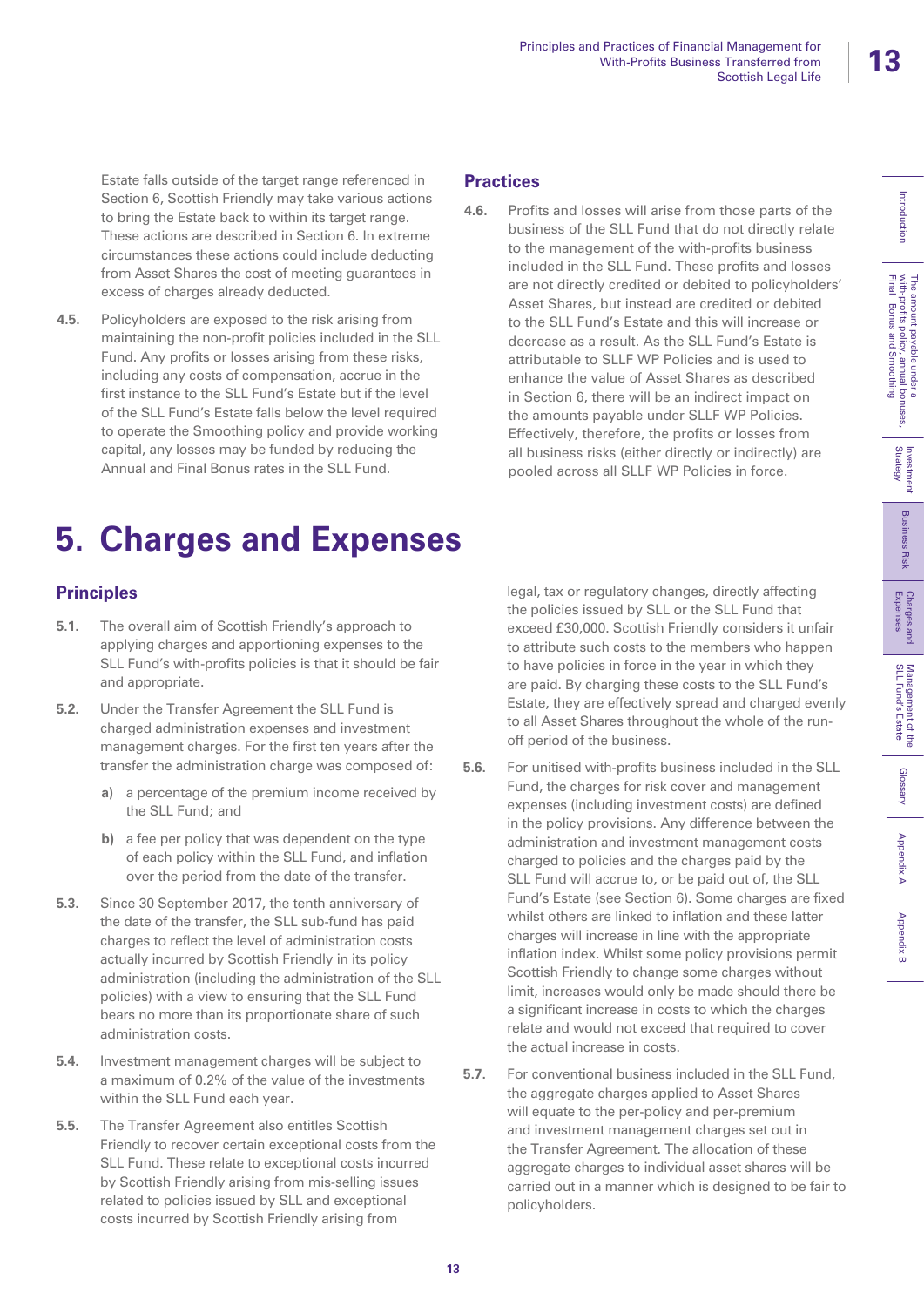Estate falls outside of the target range referenced in Section 6, Scottish Friendly may take various actions to bring the Estate back to within its target range. These actions are described in Section 6. In extreme circumstances these actions could include deducting from Asset Shares the cost of meeting guarantees in excess of charges already deducted.

**4.5.** Policyholders are exposed to the risk arising from maintaining the non-profit policies included in the SLL Fund. Any profits or losses arising from these risks, including any costs of compensation, accrue in the first instance to the SLL Fund's Estate but if the level of the SLL Fund's Estate falls below the level required to operate the Smoothing policy and provide working capital, any losses may be funded by reducing the Annual and Final Bonus rates in the SLL Fund.

### Practices

**4.6.** Profits and losses will arise from those parts of the business of the SLL Fund that do not directly relate to the management of the with-profits business included in the SLL Fund. These profits and losses are not directly credited or debited to policyholders' Asset Shares, but instead are credited or debited to the SLL Fund's Estate and this will increase or decrease as a result. As the SLL Fund's Estate is attributable to SLLF WP Policies and is used to enhance the value of Asset Shares as described in Section 6, there will be an indirect impact on the amounts payable under SLLF WP Policies. Effectively, therefore, the profits or losses from all business risks (either directly or indirectly) are pooled across all SLLF WP Policies in force.

# 5. Charges and Expenses

### Principles

**5.1.** The overall aim of Scottish Friendly's approach to applying charges and apportioning expenses to the SLL Fund's with-profits policies is that it should be fair and appropriate.

**5.2.** Under the Transfer Agreement the SLL Fund is charged administration expenses and investment management charges. For the first ten years after the transfer the administration charge was composed of:

- **a)** a percentage of the premium income received by the SLL Fund; and
- **b)** a fee per policy that was dependent on the type of each policy within the SLL Fund, and inflation over the period from the date of the transfer.

**5.3.** Since 30 September 2017, the tenth anniversary of the date of the transfer, the SLL sub-fund has paid charges to reflect the level of administration costs actually incurred by Scottish Friendly in its policy administration (including the administration of the SLL policies) with a view to ensuring that the SLL Fund bears no more than its proportionate share of such administration costs.

**5.4.** Investment management charges will be subject to a maximum of 0.2% of the value of the investments within the SLL Fund each year.

**5.5.** The Transfer Agreement also entitles Scottish Friendly to recover certain exceptional costs from the SLL Fund. These relate to exceptional costs incurred by Scottish Friendly arising from mis-selling issues related to policies issued by SLL and exceptional costs incurred by Scottish Friendly arising from legal, tax or regulatory changes, directly affecting the policies issued by SLL or the SLL Fund that exceed £30,000. Scottish Friendly considers it unfair to attribute such costs to the members who happen to have policies in force in the year in which they are paid. By charging these costs to the SLL Fund's Estate, they are effectively spread and charged evenly to all Asset Shares throughout the whole of the run-off period of the business.

**5.6.** For unitised with-profits business included in the SLL Fund, the charges for risk cover and management expenses (including investment costs) are defined in the policy provisions. Any difference between the administration and investment management costs charged to policies and the charges paid by the SLL Fund will accrue to, or be paid out of, the SLL Fund's Estate (see Section 6). Some charges are fixed whilst others are linked to inflation and these latter charges will increase in line with the appropriate inflation index. Whilst some policy provisions permit Scottish Friendly to change some charges without limit, increases would only be made should there be a significant increase in costs to which the charges relate and would not exceed that required to cover the actual increase in costs.

**5.7.** For conventional business included in the SLL Fund, the aggregate charges applied to Asset Shares will equate to the per-policy and per-premium and investment management charges set out in the Transfer Agreement. The allocation of these aggregate charges to individual asset shares will be carried out in a manner which is designed to be fair to policyholders.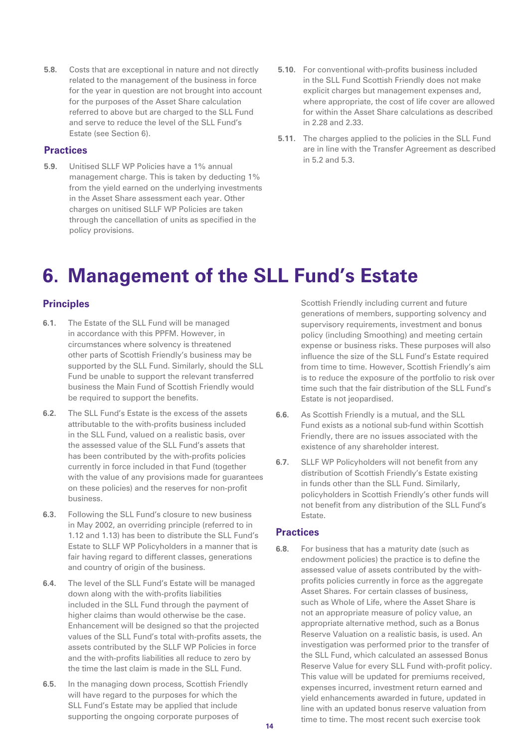5.8. Costs that are exceptional in nature and not directly related to the management of the business in force for the year in question are not brought into account for the purposes of the Asset Share calculation referred to above but are charged to the SLL Fund and serve to reduce the level of the SLL Fund's Estate (see Section 6).

### Practices

5.9. Unitised SLLF WP Policies have a 1% annual management charge. This is taken by deducting 1% from the yield earned on the underlying investments in the Asset Share assessment each year. Other charges on unitised SLLF WP Policies are taken through the cancellation of units as specified in the policy provisions.

5.10. For conventional with-profits business included in the SLL Fund Scottish Friendly does not make explicit charges but management expenses and, where appropriate, the cost of life cover are allowed for within the Asset Share calculations as described in 2.28 and 2.33.

5.11. The charges applied to the policies in the SLL Fund are in line with the Transfer Agreement as described in 5.2 and 5.3.

# 6. Management of the SLL Fund's Estate

### Principles

6.1. The Estate of the SLL Fund will be managed in accordance with this PPFM. However, in circumstances where solvency is threatened other parts of Scottish Friendly's business may be supported by the SLL Fund. Similarly, should the SLL Fund be unable to support the relevant transferred business the Main Fund of Scottish Friendly would be required to support the benefits.

6.2. The SLL Fund's Estate is the excess of the assets attributable to the with-profits business included in the SLL Fund, valued on a realistic basis, over the assessed value of the SLL Fund's assets that has been contributed by the with-profits policies currently in force included in that Fund (together with the value of any provisions made for guarantees on these policies) and the reserves for non-profit business.

6.3. Following the SLL Fund's closure to new business in May 2002, an overriding principle (referred to in 1.12 and 1.13) has been to distribute the SLL Fund's Estate to SLLF WP Policyholders in a manner that is fair having regard to different classes, generations and country of origin of the business.

6.4. The level of the SLL Fund's Estate will be managed down along with the with-profits liabilities included in the SLL Fund through the payment of higher claims than would otherwise be the case. Enhancement will be designed so that the projected values of the SLL Fund's total with-profits assets, the assets contributed by the SLLF WP Policies in force and the with-profits liabilities all reduce to zero by the time the last claim is made in the SLL Fund.

6.5. In the managing down process, Scottish Friendly will have regard to the purposes for which the SLL Fund's Estate may be applied that include supporting the ongoing corporate purposes of Scottish Friendly including current and future generations of members, supporting solvency and supervisory requirements, investment and bonus policy (including Smoothing) and meeting certain expense or business risks. These purposes will also influence the size of the SLL Fund's Estate required from time to time. However, Scottish Friendly's aim is to reduce the exposure of the portfolio to risk over time such that the fair distribution of the SLL Fund's Estate is not jeopardised.

6.6. As Scottish Friendly is a mutual, and the SLL Fund exists as a notional sub-fund within Scottish Friendly, there are no issues associated with the existence of any shareholder interest.

6.7. SLLF WP Policyholders will not benefit from any distribution of Scottish Friendly's Estate existing in funds other than the SLL Fund. Similarly, policyholders in Scottish Friendly's other funds will not benefit from any distribution of the SLL Fund's Estate.

### Practices

6.8. For business that has a maturity date (such as endowment policies) the practice is to define the assessed value of assets contributed by the with-profits policies currently in force as the aggregate Asset Shares. For certain classes of business, such as Whole of Life, where the Asset Share is not an appropriate measure of policy value, an appropriate alternative method, such as a Bonus Reserve Valuation on a realistic basis, is used. An investigation was performed prior to the transfer of the SLL Fund, which calculated an assessed Bonus Reserve Value for every SLL Fund with-profit policy. This value will be updated for premiums received, expenses incurred, investment return earned and yield enhancements awarded in future, updated in line with an updated bonus reserve valuation from time to time. The most recent such exercise took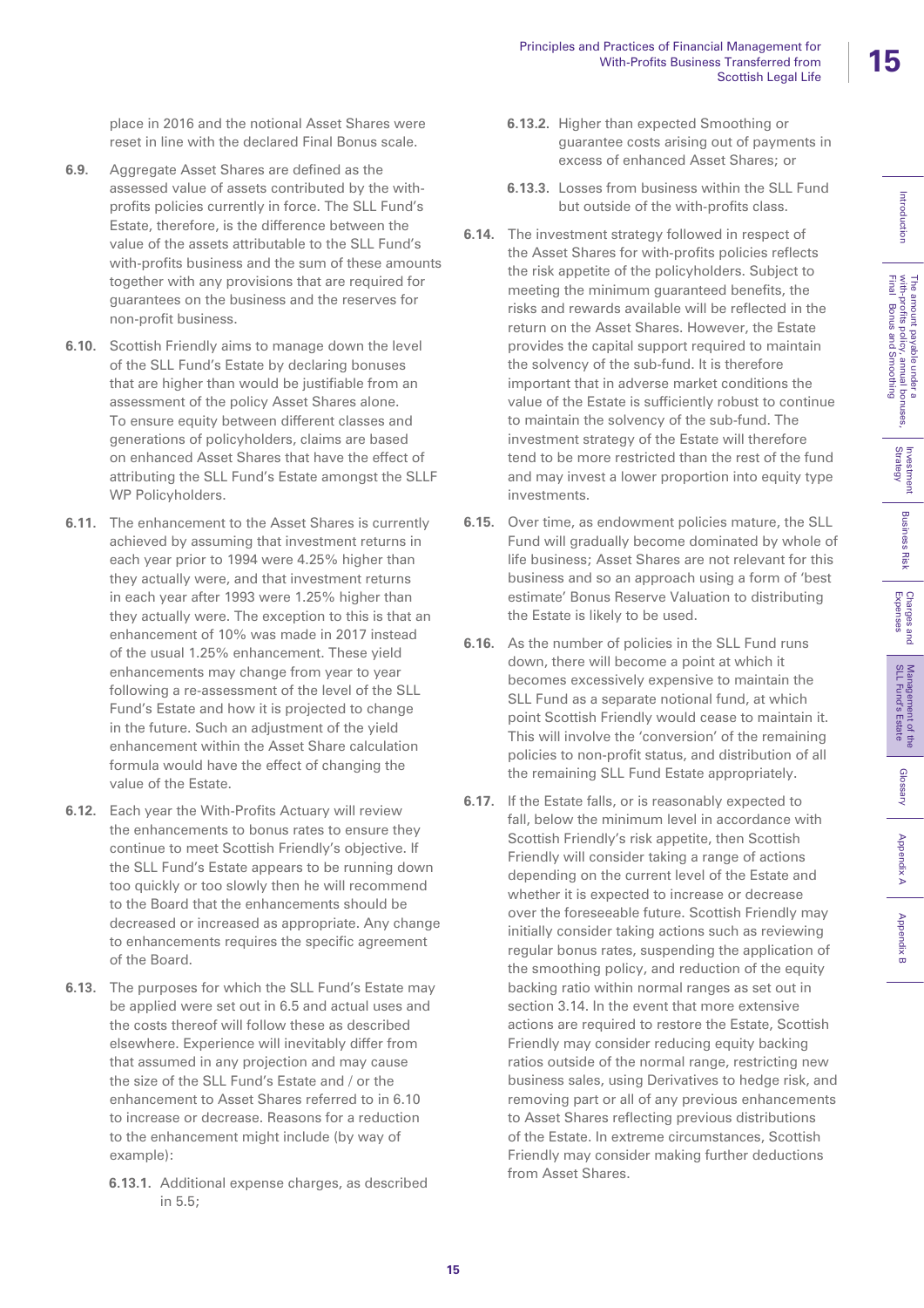place in 2016 and the notional Asset Shares were reset in line with the declared Final Bonus scale.

**6.9.** Aggregate Asset Shares are defined as the assessed value of assets contributed by the with-profits policies currently in force. The SLL Fund's Estate, therefore, is the difference between the value of the assets attributable to the SLL Fund's with-profits business and the sum of these amounts together with any provisions that are required for guarantees on the business and the reserves for non-profit business.

**6.10.** Scottish Friendly aims to manage down the level of the SLL Fund's Estate by declaring bonuses that are higher than would be justifiable from an assessment of the policy Asset Shares alone. To ensure equity between different classes and generations of policyholders, claims are based on enhanced Asset Shares that have the effect of attributing the SLL Fund's Estate amongst the SLLF WP Policyholders.

**6.11.** The enhancement to the Asset Shares is currently achieved by assuming that investment returns in each year prior to 1994 were 4.25% higher than they actually were, and that investment returns in each year after 1993 were 1.25% higher than they actually were. The exception to this is that an enhancement of 10% was made in 2017 instead of the usual 1.25% enhancement. These yield enhancements may change from year to year following a re-assessment of the level of the SLL Fund's Estate and how it is projected to change in the future. Such an adjustment of the yield enhancement within the Asset Share calculation formula would have the effect of changing the value of the Estate.

**6.12.** Each year the With-Profits Actuary will review the enhancements to bonus rates to ensure they continue to meet Scottish Friendly's objective. If the SLL Fund's Estate appears to be running down too quickly or too slowly then he will recommend to the Board that the enhancements should be decreased or increased as appropriate. Any change to enhancements requires the specific agreement of the Board.

**6.13.** The purposes for which the SLL Fund's Estate may be applied were set out in 6.5 and actual uses and the costs thereof will follow these as described elsewhere. Experience will inevitably differ from that assumed in any projection and may cause the size of the SLL Fund's Estate and / or the enhancement to Asset Shares referred to in 6.10 to increase or decrease. Reasons for a reduction to the enhancement might include (by way of example):

**6.13.1.** Additional expense charges, as described in 5.5;

**6.13.2.** Higher than expected Smoothing or guarantee costs arising out of payments in excess of enhanced Asset Shares; or

**6.13.3.** Losses from business within the SLL Fund but outside of the with-profits class.

**6.14.** The investment strategy followed in respect of the Asset Shares for with-profits policies reflects the risk appetite of the policyholders. Subject to meeting the minimum guaranteed benefits, the risks and rewards available will be reflected in the return on the Asset Shares. However, the Estate provides the capital support required to maintain the solvency of the sub-fund. It is therefore important that in adverse market conditions the value of the Estate is sufficiently robust to continue to maintain the solvency of the sub-fund. The investment strategy of the Estate will therefore tend to be more restricted than the rest of the fund and may invest a lower proportion into equity type investments.

**6.15.** Over time, as endowment policies mature, the SLL Fund will gradually become dominated by whole of life business; Asset Shares are not relevant for this business and so an approach using a form of 'best estimate' Bonus Reserve Valuation to distributing the Estate is likely to be used.

**6.16.** As the number of policies in the SLL Fund runs down, there will become a point at which it becomes excessively expensive to maintain the SLL Fund as a separate notional fund, at which point Scottish Friendly would cease to maintain it. This will involve the 'conversion' of the remaining policies to non-profit status, and distribution of all the remaining SLL Fund Estate appropriately.

**6.17.** If the Estate falls, or is reasonably expected to fall, below the minimum level in accordance with Scottish Friendly's risk appetite, then Scottish Friendly will consider taking a range of actions depending on the current level of the Estate and whether it is expected to increase or decrease over the foreseeable future. Scottish Friendly may initially consider taking actions such as reviewing regular bonus rates, suspending the application of the smoothing policy, and reduction of the equity backing ratio within normal ranges as set out in section 3.14. In the event that more extensive actions are required to restore the Estate, Scottish Friendly may consider reducing equity backing ratios outside of the normal range, restricting new business sales, using Derivatives to hedge risk, and removing part or all of any previous enhancements to Asset Shares reflecting previous distributions of the Estate. In extreme circumstances, Scottish Friendly may consider making further deductions from Asset Shares.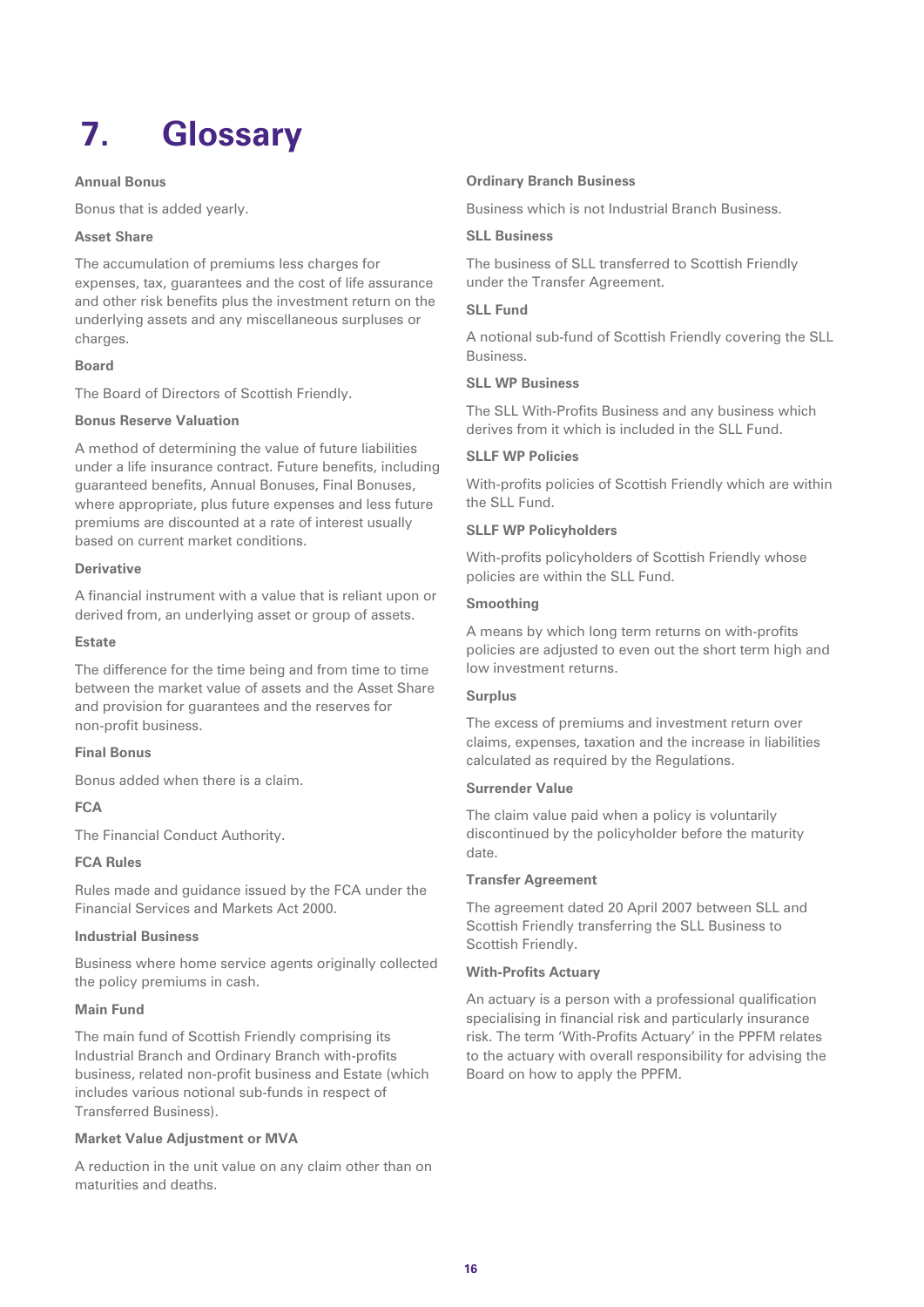# 7. Glossary

**Annual Bonus**

Bonus that is added yearly.

**Asset Share**

The accumulation of premiums less charges for expenses, tax, guarantees and the cost of life assurance and other risk benefits plus the investment return on the underlying assets and any miscellaneous surpluses or charges.

**Board**

The Board of Directors of Scottish Friendly.

**Bonus Reserve Valuation**

A method of determining the value of future liabilities under a life insurance contract. Future benefits, including guaranteed benefits, Annual Bonuses, Final Bonuses, where appropriate, plus future expenses and less future premiums are discounted at a rate of interest usually based on current market conditions.

**Derivative**

A financial instrument with a value that is reliant upon or derived from, an underlying asset or group of assets.

**Estate**

The difference for the time being and from time to time between the market value of assets and the Asset Share and provision for guarantees and the reserves for non-profit business.

**Final Bonus**

Bonus added when there is a claim.

**FCA**

The Financial Conduct Authority.

**FCA Rules**

Rules made and guidance issued by the FCA under the Financial Services and Markets Act 2000.

**Industrial Business**

Business where home service agents originally collected the policy premiums in cash.

**Main Fund**

The main fund of Scottish Friendly comprising its Industrial Branch and Ordinary Branch with-profits business, related non-profit business and Estate (which includes various notional sub-funds in respect of Transferred Business).

**Market Value Adjustment or MVA**

A reduction in the unit value on any claim other than on maturities and deaths.

**Ordinary Branch Business**

Business which is not Industrial Branch Business.

**SLL Business**

The business of SLL transferred to Scottish Friendly under the Transfer Agreement.

**SLL Fund**

A notional sub-fund of Scottish Friendly covering the SLL Business.

**SLL WP Business**

The SLL With-Profits Business and any business which derives from it which is included in the SLL Fund.

**SLLF WP Policies**

With-profits policies of Scottish Friendly which are within the SLL Fund.

**SLLF WP Policyholders**

With-profits policyholders of Scottish Friendly whose policies are within the SLL Fund.

**Smoothing**

A means by which long term returns on with-profits policies are adjusted to even out the short term high and low investment returns.

**Surplus**

The excess of premiums and investment return over claims, expenses, taxation and the increase in liabilities calculated as required by the Regulations.

**Surrender Value**

The claim value paid when a policy is voluntarily discontinued by the policyholder before the maturity date.

**Transfer Agreement**

The agreement dated 20 April 2007 between SLL and Scottish Friendly transferring the SLL Business to Scottish Friendly.

**With-Profits Actuary**

An actuary is a person with a professional qualification specialising in financial risk and particularly insurance risk. The term 'With-Profits Actuary' in the PPFM relates to the actuary with overall responsibility for advising the Board on how to apply the PPFM.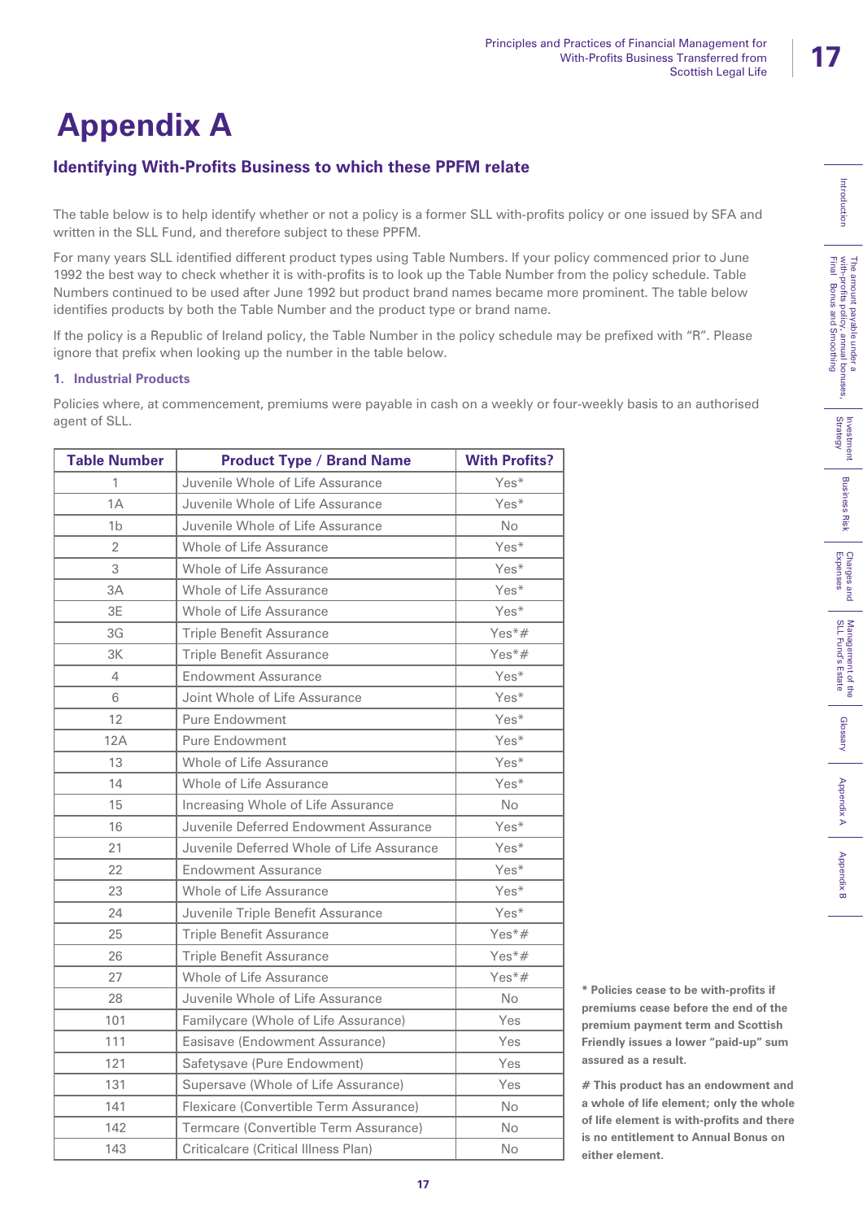# Appendix A

## Identifying With-Profits Business to which these PPFM relate

The table below is to help identify whether or not a policy is a former SLL with-profits policy or one issued by SFA and written in the SLL Fund, and therefore subject to these PPFM.

For many years SLL identified different product types using Table Numbers. If your policy commenced prior to June 1992 the best way to check whether it is with-profits is to look up the Table Number from the policy schedule. Table Numbers continued to be used after June 1992 but product brand names became more prominent. The table below identifies products by both the Table Number and the product type or brand name.

If the policy is a Republic of Ireland policy, the Table Number in the policy schedule may be prefixed with "R". Please ignore that prefix when looking up the number in the table below.

### 1. Industrial Products

Policies where, at commencement, premiums were payable in cash on a weekly or four-weekly basis to an authorised agent of SLL.

| Table Number | Product Type / Brand Name | With Profits? |
|---|---|---|
| 1 | Juvenile Whole of Life Assurance | Yes* |
| 1A | Juvenile Whole of Life Assurance | Yes* |
| 1b | Juvenile Whole of Life Assurance | No |
| 2 | Whole of Life Assurance | Yes* |
| 3 | Whole of Life Assurance | Yes* |
| 3A | Whole of Life Assurance | Yes* |
| 3E | Whole of Life Assurance | Yes* |
| 3G | Triple Benefit Assurance | Yes*# |
| 3K | Triple Benefit Assurance | Yes*# |
| 4 | Endowment Assurance | Yes* |
| 6 | Joint Whole of Life Assurance | Yes* |
| 12 | Pure Endowment | Yes* |
| 12A | Pure Endowment | Yes* |
| 13 | Whole of Life Assurance | Yes* |
| 14 | Whole of Life Assurance | Yes* |
| 15 | Increasing Whole of Life Assurance | No |
| 16 | Juvenile Deferred Endowment Assurance | Yes* |
| 21 | Juvenile Deferred Whole of Life Assurance | Yes* |
| 22 | Endowment Assurance | Yes* |
| 23 | Whole of Life Assurance | Yes* |
| 24 | Juvenile Triple Benefit Assurance | Yes* |
| 25 | Triple Benefit Assurance | Yes*# |
| 26 | Triple Benefit Assurance | Yes*# |
| 27 | Whole of Life Assurance | Yes*# |
| 28 | Juvenile Whole of Life Assurance | No |
| 101 | Familycare (Whole of Life Assurance) | Yes |
| 111 | Easisave (Endowment Assurance) | Yes |
| 121 | Safetysave (Pure Endowment) | Yes |
| 131 | Supersave (Whole of Life Assurance) | Yes |
| 141 | Flexicare (Convertible Term Assurance) | No |
| 142 | Termcare (Convertible Term Assurance) | No |
| 143 | Criticalcare (Critical Illness Plan) | No |

**\* Policies cease to be with-profits if premiums cease before the end of the premium payment term and Scottish Friendly issues a lower "paid-up" sum assured as a result.**

**# This product has an endowment and a whole of life element; only the whole of life element is with-profits and there is no entitlement to Annual Bonus on either element.**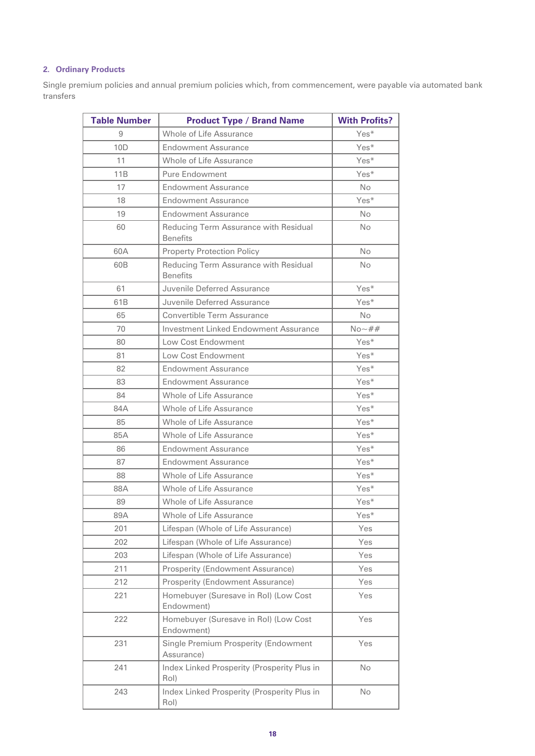## 2. Ordinary Products

Single premium policies and annual premium policies which, from commencement, were payable via automated bank transfers

| Table Number | Product Type / Brand Name | With Profits? |
|---|---|---|
| 9 | Whole of Life Assurance | Yes* |
| 10D | Endowment Assurance | Yes* |
| 11 | Whole of Life Assurance | Yes* |
| 11B | Pure Endowment | Yes* |
| 17 | Endowment Assurance | No |
| 18 | Endowment Assurance | Yes* |
| 19 | Endowment Assurance | No |
| 60 | Reducing Term Assurance with Residual Benefits | No |
| 60A | Property Protection Policy | No |
| 60B | Reducing Term Assurance with Residual Benefits | No |
| 61 | Juvenile Deferred Assurance | Yes* |
| 61B | Juvenile Deferred Assurance | Yes* |
| 65 | Convertible Term Assurance | No |
| 70 | Investment Linked Endowment Assurance | No~## |
| 80 | Low Cost Endowment | Yes* |
| 81 | Low Cost Endowment | Yes* |
| 82 | Endowment Assurance | Yes* |
| 83 | Endowment Assurance | Yes* |
| 84 | Whole of Life Assurance | Yes* |
| 84A | Whole of Life Assurance | Yes* |
| 85 | Whole of Life Assurance | Yes* |
| 85A | Whole of Life Assurance | Yes* |
| 86 | Endowment Assurance | Yes* |
| 87 | Endowment Assurance | Yes* |
| 88 | Whole of Life Assurance | Yes* |
| 88A | Whole of Life Assurance | Yes* |
| 89 | Whole of Life Assurance | Yes* |
| 89A | Whole of Life Assurance | Yes* |
| 201 | Lifespan (Whole of Life Assurance) | Yes |
| 202 | Lifespan (Whole of Life Assurance) | Yes |
| 203 | Lifespan (Whole of Life Assurance) | Yes |
| 211 | Prosperity (Endowment Assurance) | Yes |
| 212 | Prosperity (Endowment Assurance) | Yes |
| 221 | Homebuyer (Suresave in RoI) (Low Cost Endowment) | Yes |
| 222 | Homebuyer (Suresave in RoI) (Low Cost Endowment) | Yes |
| 231 | Single Premium Prosperity (Endowment Assurance) | Yes |
| 241 | Index Linked Prosperity (Prosperity Plus in RoI) | No |
| 243 | Index Linked Prosperity (Prosperity Plus in RoI) | No |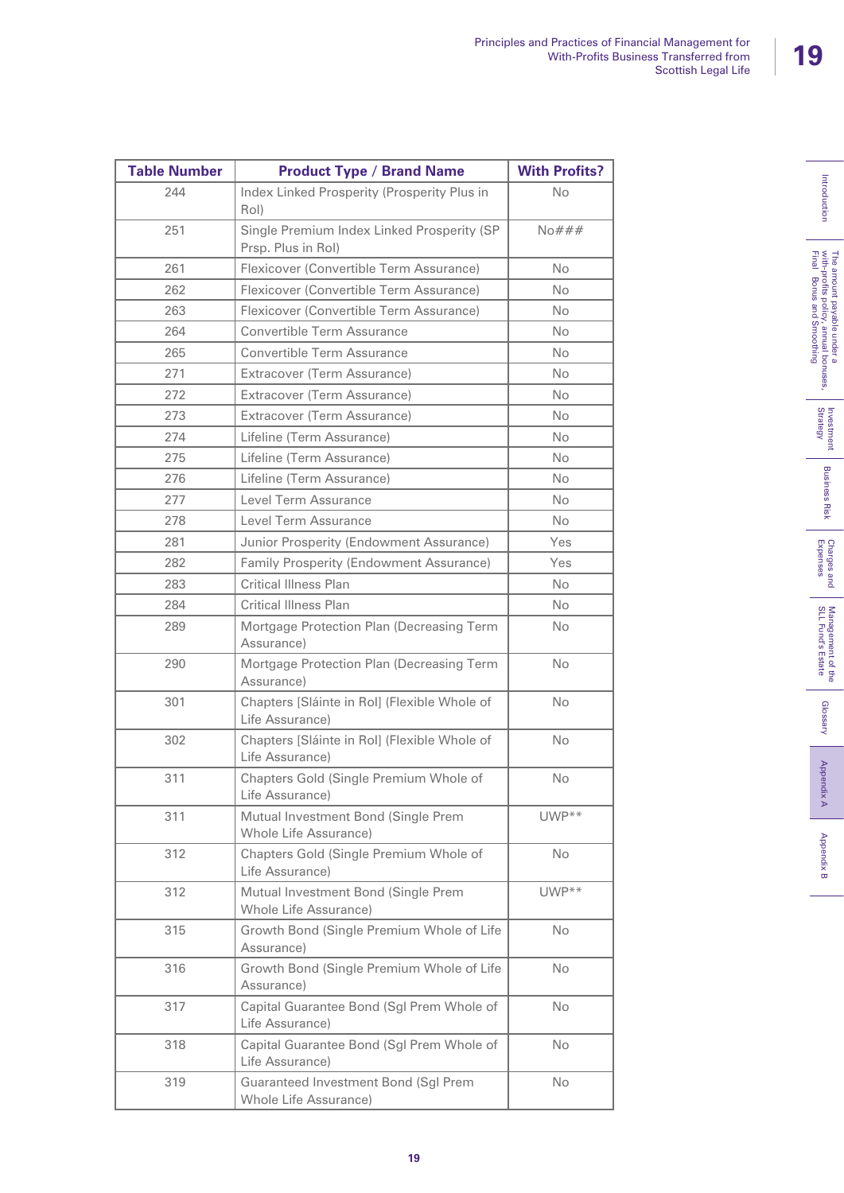| Table Number | Product Type / Brand Name | With Profits? |
|---|---|---|
| 244 | Index Linked Prosperity (Prosperity Plus in RoI) | No |
| 251 | Single Premium Index Linked Prosperity (SP Prsp. Plus in RoI) | No### |
| 261 | Flexicover (Convertible Term Assurance) | No |
| 262 | Flexicover (Convertible Term Assurance) | No |
| 263 | Flexicover (Convertible Term Assurance) | No |
| 264 | Convertible Term Assurance | No |
| 265 | Convertible Term Assurance | No |
| 271 | Extracover (Term Assurance) | No |
| 272 | Extracover (Term Assurance) | No |
| 273 | Extracover (Term Assurance) | No |
| 274 | Lifeline (Term Assurance) | No |
| 275 | Lifeline (Term Assurance) | No |
| 276 | Lifeline (Term Assurance) | No |
| 277 | Level Term Assurance | No |
| 278 | Level Term Assurance | No |
| 281 | Junior Prosperity (Endowment Assurance) | Yes |
| 282 | Family Prosperity (Endowment Assurance) | Yes |
| 283 | Critical Illness Plan | No |
| 284 | Critical Illness Plan | No |
| 289 | Mortgage Protection Plan (Decreasing Term Assurance) | No |
| 290 | Mortgage Protection Plan (Decreasing Term Assurance) | No |
| 301 | Chapters [Sláinte in RoI] (Flexible Whole of Life Assurance) | No |
| 302 | Chapters [Sláinte in RoI] (Flexible Whole of Life Assurance) | No |
| 311 | Chapters Gold (Single Premium Whole of Life Assurance) | No |
| 311 | Mutual Investment Bond (Single Prem Whole Life Assurance) | UWP** |
| 312 | Chapters Gold (Single Premium Whole of Life Assurance) | No |
| 312 | Mutual Investment Bond (Single Prem Whole Life Assurance) | UWP** |
| 315 | Growth Bond (Single Premium Whole of Life Assurance) | No |
| 316 | Growth Bond (Single Premium Whole of Life Assurance) | No |
| 317 | Capital Guarantee Bond (Sgl Prem Whole of Life Assurance) | No |
| 318 | Capital Guarantee Bond (Sgl Prem Whole of Life Assurance) | No |
| 319 | Guaranteed Investment Bond (Sgl Prem Whole Life Assurance) | No |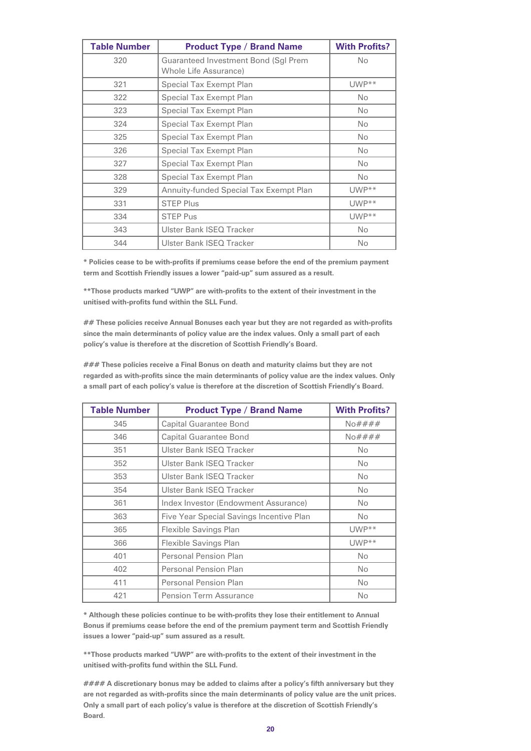| Table Number | Product Type / Brand Name | With Profits? |
|---|---|---|
| 320 | Guaranteed Investment Bond (Sgl Prem Whole Life Assurance) | No |
| 321 | Special Tax Exempt Plan | UWP** |
| 322 | Special Tax Exempt Plan | No |
| 323 | Special Tax Exempt Plan | No |
| 324 | Special Tax Exempt Plan | No |
| 325 | Special Tax Exempt Plan | No |
| 326 | Special Tax Exempt Plan | No |
| 327 | Special Tax Exempt Plan | No |
| 328 | Special Tax Exempt Plan | No |
| 329 | Annuity-funded Special Tax Exempt Plan | UWP** |
| 331 | STEP Plus | UWP** |
| 334 | STEP Pus | UWP** |
| 343 | Ulster Bank ISEQ Tracker | No |
| 344 | Ulster Bank ISEQ Tracker | No |

**\* Policies cease to be with-profits if premiums cease before the end of the premium payment term and Scottish Friendly issues a lower "paid-up" sum assured as a result.**

**\*\*Those products marked "UWP" are with-profits to the extent of their investment in the unitised with-profits fund within the SLL Fund.**

**## These policies receive Annual Bonuses each year but they are not regarded as with-profits since the main determinants of policy value are the index values. Only a small part of each policy's value is therefore at the discretion of Scottish Friendly's Board.**

**### These policies receive a Final Bonus on death and maturity claims but they are not regarded as with-profits since the main determinants of policy value are the index values. Only a small part of each policy's value is therefore at the discretion of Scottish Friendly's Board.**

| Table Number | Product Type / Brand Name | With Profits? |
|---|---|---|
| 345 | Capital Guarantee Bond | No#### |
| 346 | Capital Guarantee Bond | No#### |
| 351 | Ulster Bank ISEQ Tracker | No |
| 352 | Ulster Bank ISEQ Tracker | No |
| 353 | Ulster Bank ISEQ Tracker | No |
| 354 | Ulster Bank ISEQ Tracker | No |
| 361 | Index Investor (Endowment Assurance) | No |
| 363 | Five Year Special Savings Incentive Plan | No |
| 365 | Flexible Savings Plan | UWP** |
| 366 | Flexible Savings Plan | UWP** |
| 401 | Personal Pension Plan | No |
| 402 | Personal Pension Plan | No |
| 411 | Personal Pension Plan | No |
| 421 | Pension Term Assurance | No |

**\* Although these policies continue to be with-profits they lose their entitlement to Annual Bonus if premiums cease before the end of the premium payment term and Scottish Friendly issues a lower "paid-up" sum assured as a result.**

**\*\*Those products marked "UWP" are with-profits to the extent of their investment in the unitised with-profits fund within the SLL Fund.**

**#### A discretionary bonus may be added to claims after a policy's fifth anniversary but they are not regarded as with-profits since the main determinants of policy value are the unit prices. Only a small part of each policy's value is therefore at the discretion of Scottish Friendly's Board.**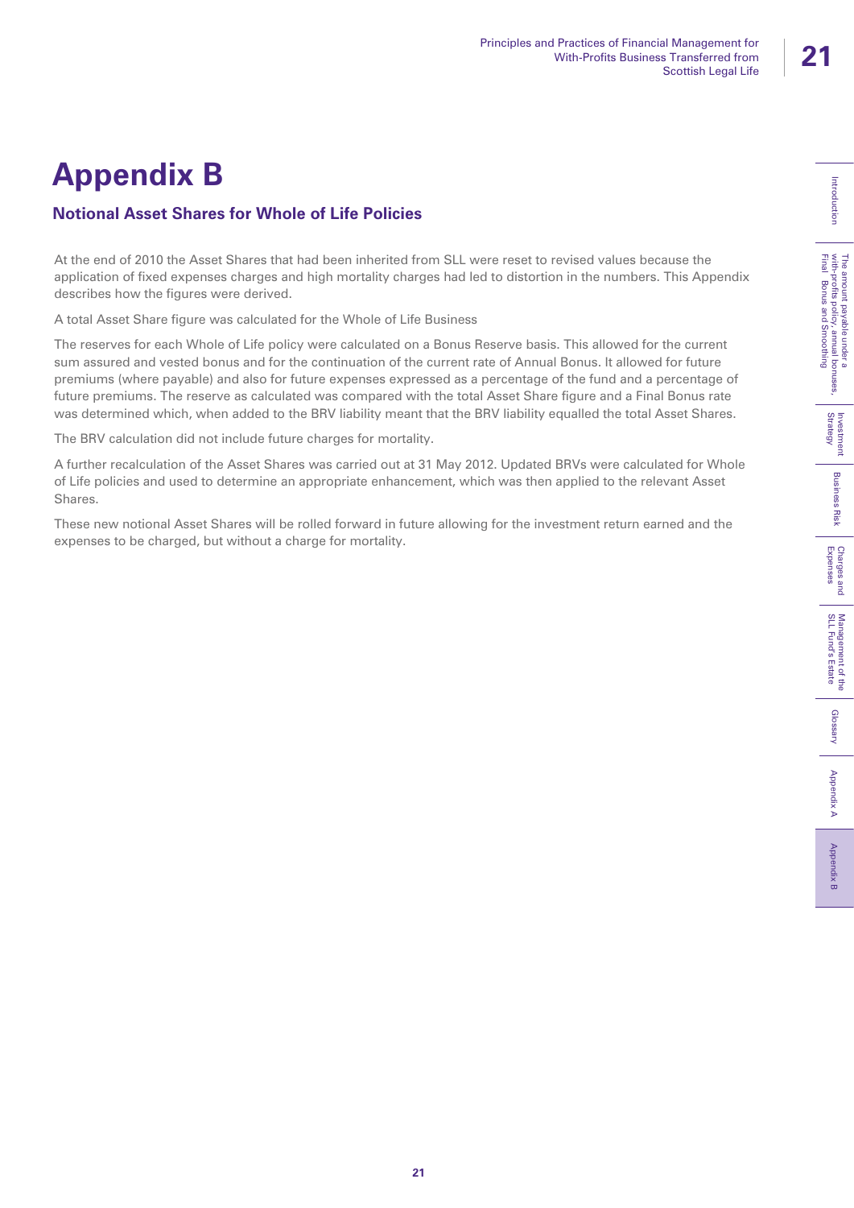# Appendix B

## Notional Asset Shares for Whole of Life Policies

At the end of 2010 the Asset Shares that had been inherited from SLL were reset to revised values because the application of fixed expenses charges and high mortality charges had led to distortion in the numbers. This Appendix describes how the figures were derived.

A total Asset Share figure was calculated for the Whole of Life Business

The reserves for each Whole of Life policy were calculated on a Bonus Reserve basis. This allowed for the current sum assured and vested bonus and for the continuation of the current rate of Annual Bonus. It allowed for future premiums (where payable) and also for future expenses expressed as a percentage of the fund and a percentage of future premiums. The reserve as calculated was compared with the total Asset Share figure and a Final Bonus rate was determined which, when added to the BRV liability meant that the BRV liability equalled the total Asset Shares.

The BRV calculation did not include future charges for mortality.

A further recalculation of the Asset Shares was carried out at 31 May 2012. Updated BRVs were calculated for Whole of Life policies and used to determine an appropriate enhancement, which was then applied to the relevant Asset Shares.

These new notional Asset Shares will be rolled forward in future allowing for the investment return earned and the expenses to be charged, but without a charge for mortality.